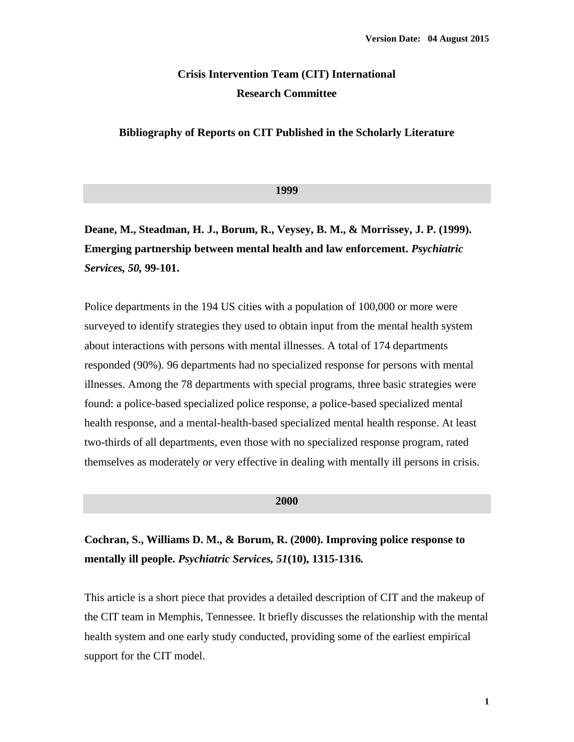Version Date: 04 August 2015

# Crisis Intervention Team (CIT) International
# Research Committee

## Bibliography of Reports on CIT Published in the Scholarly Literature

### 1999

**Deane, M., Steadman, H. J., Borum, R., Veysey, B. M., & Morrissey, J. P. (1999). Emerging partnership between mental health and law enforcement. *Psychiatric Services, 50,* 99-101.**

Police departments in the 194 US cities with a population of 100,000 or more were surveyed to identify strategies they used to obtain input from the mental health system about interactions with persons with mental illnesses. A total of 174 departments responded (90%). 96 departments had no specialized response for persons with mental illnesses. Among the 78 departments with special programs, three basic strategies were found: a police-based specialized police response, a police-based specialized mental health response, and a mental-health-based specialized mental health response. At least two-thirds of all departments, even those with no specialized response program, rated themselves as moderately or very effective in dealing with mentally ill persons in crisis.

### 2000

**Cochran, S., Williams D. M., & Borum, R. (2000). Improving police response to mentally ill people. *Psychiatric Services, 51*(10), 1315-1316*.***

This article is a short piece that provides a detailed description of CIT and the makeup of the CIT team in Memphis, Tennessee. It briefly discusses the relationship with the mental health system and one early study conducted, providing some of the earliest empirical support for the CIT model.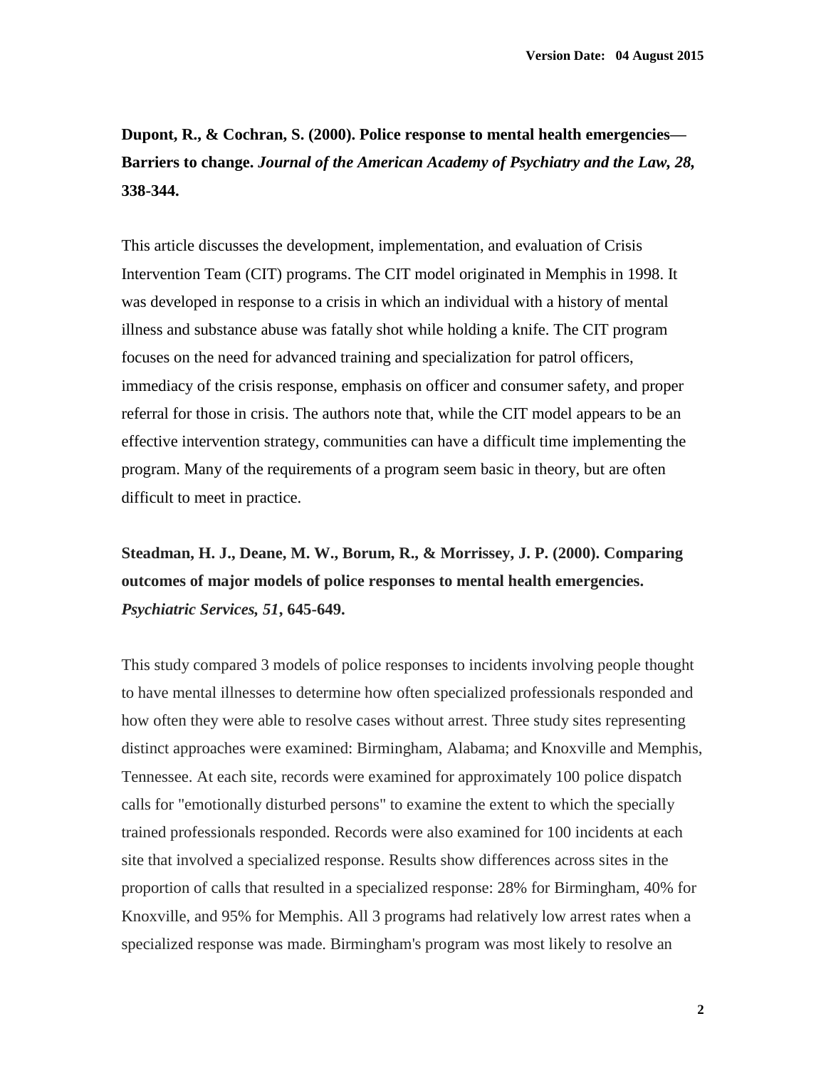**Dupont, R., & Cochran, S. (2000). Police response to mental health emergencies—Barriers to change.** ***Journal of the American Academy of Psychiatry and the Law, 28,*** **338-344.**

This article discusses the development, implementation, and evaluation of Crisis Intervention Team (CIT) programs. The CIT model originated in Memphis in 1998. It was developed in response to a crisis in which an individual with a history of mental illness and substance abuse was fatally shot while holding a knife. The CIT program focuses on the need for advanced training and specialization for patrol officers, immediacy of the crisis response, emphasis on officer and consumer safety, and proper referral for those in crisis. The authors note that, while the CIT model appears to be an effective intervention strategy, communities can have a difficult time implementing the program. Many of the requirements of a program seem basic in theory, but are often difficult to meet in practice.

**Steadman, H. J., Deane, M. W., Borum, R., & Morrissey, J. P. (2000). Comparing outcomes of major models of police responses to mental health emergencies.** ***Psychiatric Services, 51*****, 645-649.**

This study compared 3 models of police responses to incidents involving people thought to have mental illnesses to determine how often specialized professionals responded and how often they were able to resolve cases without arrest. Three study sites representing distinct approaches were examined: Birmingham, Alabama; and Knoxville and Memphis, Tennessee. At each site, records were examined for approximately 100 police dispatch calls for "emotionally disturbed persons" to examine the extent to which the specially trained professionals responded. Records were also examined for 100 incidents at each site that involved a specialized response. Results show differences across sites in the proportion of calls that resulted in a specialized response: 28% for Birmingham, 40% for Knoxville, and 95% for Memphis. All 3 programs had relatively low arrest rates when a specialized response was made. Birmingham's program was most likely to resolve an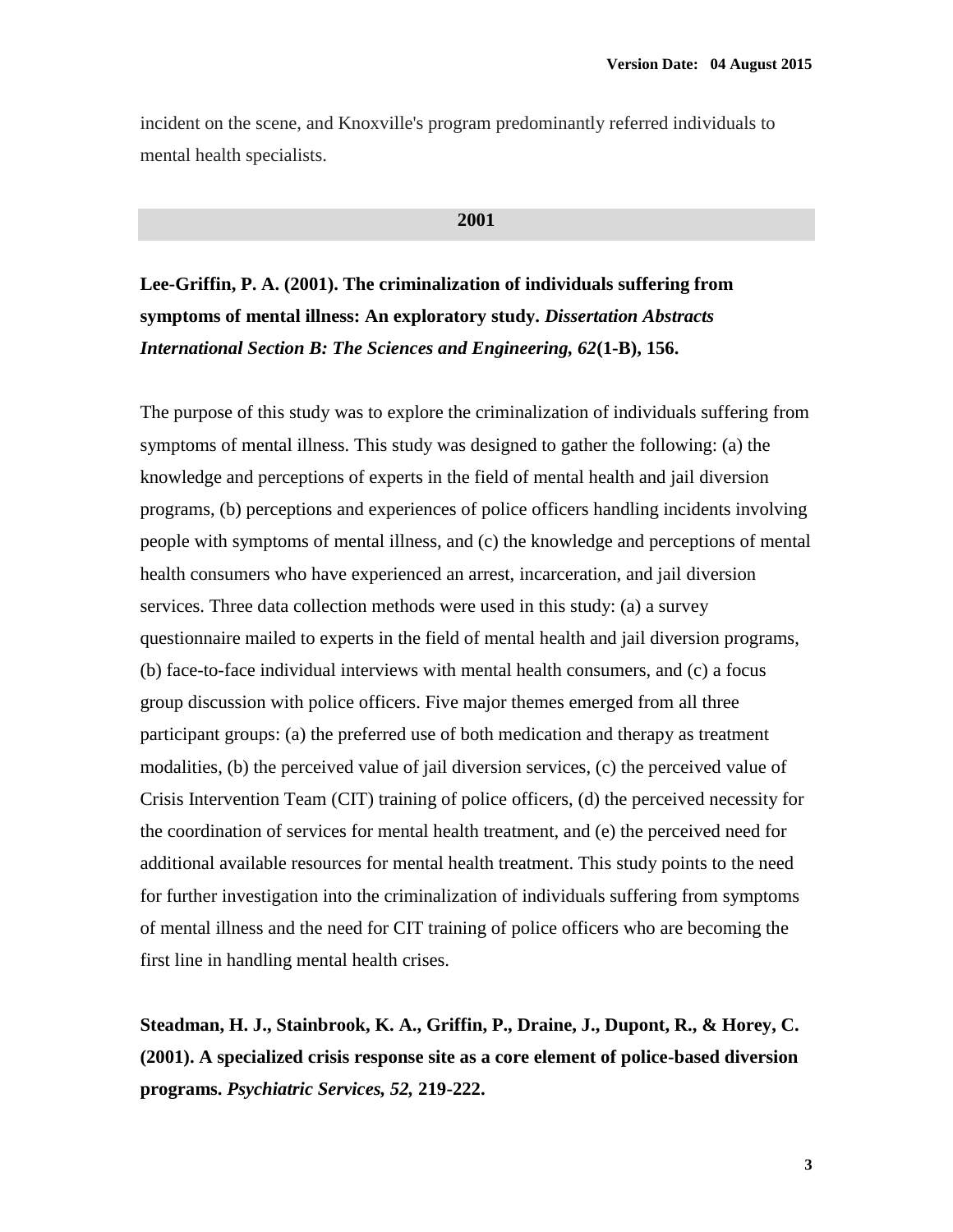incident on the scene, and Knoxville's program predominantly referred individuals to mental health specialists.

## 2001

**Lee-Griffin, P. A. (2001). The criminalization of individuals suffering from symptoms of mental illness: An exploratory study. *Dissertation Abstracts International Section B: The Sciences and Engineering, 62*(1-B), 156.**

The purpose of this study was to explore the criminalization of individuals suffering from symptoms of mental illness. This study was designed to gather the following: (a) the knowledge and perceptions of experts in the field of mental health and jail diversion programs, (b) perceptions and experiences of police officers handling incidents involving people with symptoms of mental illness, and (c) the knowledge and perceptions of mental health consumers who have experienced an arrest, incarceration, and jail diversion services. Three data collection methods were used in this study: (a) a survey questionnaire mailed to experts in the field of mental health and jail diversion programs, (b) face-to-face individual interviews with mental health consumers, and (c) a focus group discussion with police officers. Five major themes emerged from all three participant groups: (a) the preferred use of both medication and therapy as treatment modalities, (b) the perceived value of jail diversion services, (c) the perceived value of Crisis Intervention Team (CIT) training of police officers, (d) the perceived necessity for the coordination of services for mental health treatment, and (e) the perceived need for additional available resources for mental health treatment. This study points to the need for further investigation into the criminalization of individuals suffering from symptoms of mental illness and the need for CIT training of police officers who are becoming the first line in handling mental health crises.

**Steadman, H. J., Stainbrook, K. A., Griffin, P., Draine, J., Dupont, R., & Horey, C. (2001). A specialized crisis response site as a core element of police-based diversion programs. *Psychiatric Services, 52,* 219-222.**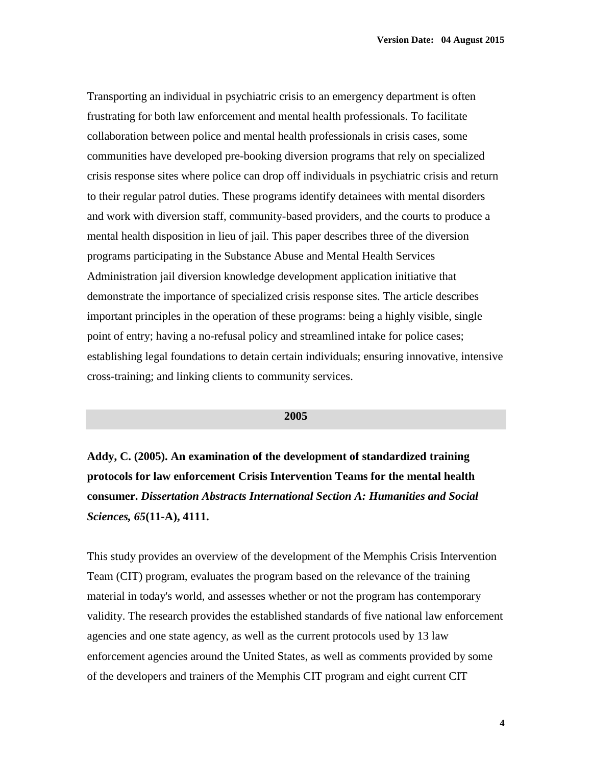Transporting an individual in psychiatric crisis to an emergency department is often frustrating for both law enforcement and mental health professionals. To facilitate collaboration between police and mental health professionals in crisis cases, some communities have developed pre-booking diversion programs that rely on specialized crisis response sites where police can drop off individuals in psychiatric crisis and return to their regular patrol duties. These programs identify detainees with mental disorders and work with diversion staff, community-based providers, and the courts to produce a mental health disposition in lieu of jail. This paper describes three of the diversion programs participating in the Substance Abuse and Mental Health Services Administration jail diversion knowledge development application initiative that demonstrate the importance of specialized crisis response sites. The article describes important principles in the operation of these programs: being a highly visible, single point of entry; having a no-refusal policy and streamlined intake for police cases; establishing legal foundations to detain certain individuals; ensuring innovative, intensive cross-training; and linking clients to community services.

## 2005

**Addy, C. (2005). An examination of the development of standardized training protocols for law enforcement Crisis Intervention Teams for the mental health consumer. *Dissertation Abstracts International Section A: Humanities and Social Sciences, 65*(11-A), 4111.**

This study provides an overview of the development of the Memphis Crisis Intervention Team (CIT) program, evaluates the program based on the relevance of the training material in today's world, and assesses whether or not the program has contemporary validity. The research provides the established standards of five national law enforcement agencies and one state agency, as well as the current protocols used by 13 law enforcement agencies around the United States, as well as comments provided by some of the developers and trainers of the Memphis CIT program and eight current CIT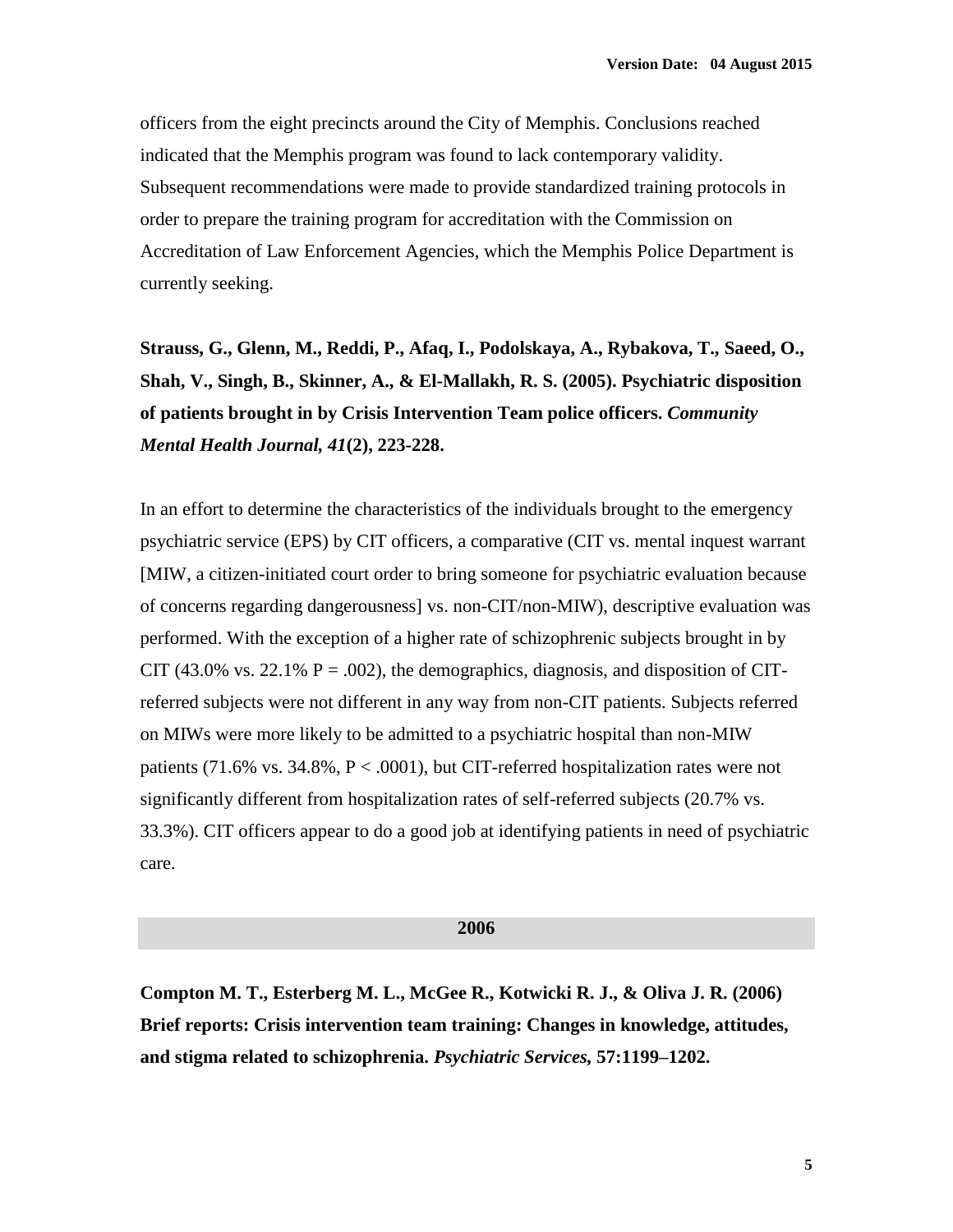officers from the eight precincts around the City of Memphis. Conclusions reached indicated that the Memphis program was found to lack contemporary validity. Subsequent recommendations were made to provide standardized training protocols in order to prepare the training program for accreditation with the Commission on Accreditation of Law Enforcement Agencies, which the Memphis Police Department is currently seeking.

**Strauss, G., Glenn, M., Reddi, P., Afaq, I., Podolskaya, A., Rybakova, T., Saeed, O., Shah, V., Singh, B., Skinner, A., & El-Mallakh, R. S. (2005). Psychiatric disposition of patients brought in by Crisis Intervention Team police officers. *Community Mental Health Journal, 41*(2), 223-228.**

In an effort to determine the characteristics of the individuals brought to the emergency psychiatric service (EPS) by CIT officers, a comparative (CIT vs. mental inquest warrant [MIW, a citizen-initiated court order to bring someone for psychiatric evaluation because of concerns regarding dangerousness] vs. non-CIT/non-MIW), descriptive evaluation was performed. With the exception of a higher rate of schizophrenic subjects brought in by CIT (43.0% vs. 22.1% $P = .002$), the demographics, diagnosis, and disposition of CIT-referred subjects were not different in any way from non-CIT patients. Subjects referred on MIWs were more likely to be admitted to a psychiatric hospital than non-MIW patients (71.6% vs. 34.8%, $P < .0001$), but CIT-referred hospitalization rates were not significantly different from hospitalization rates of self-referred subjects (20.7% vs. 33.3%). CIT officers appear to do a good job at identifying patients in need of psychiatric care.

## 2006

**Compton M. T., Esterberg M. L., McGee R., Kotwicki R. J., & Oliva J. R. (2006) Brief reports: Crisis intervention team training: Changes in knowledge, attitudes, and stigma related to schizophrenia. *Psychiatric Services,* 57:1199–1202.**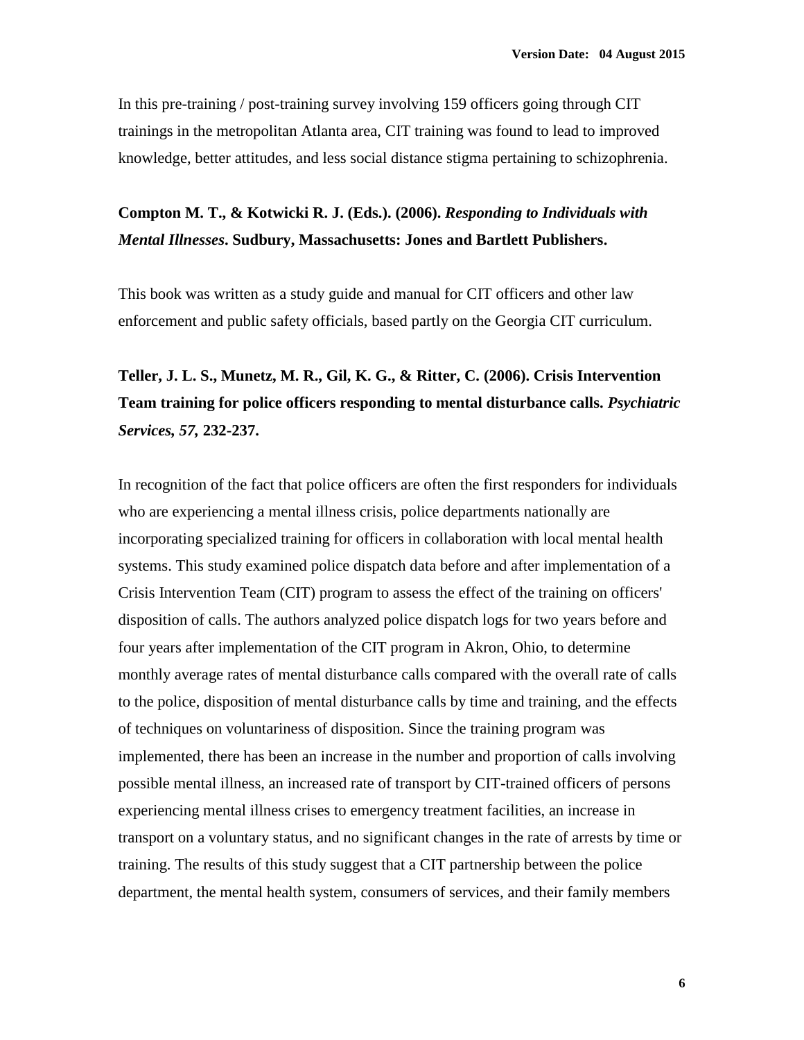In this pre-training / post-training survey involving 159 officers going through CIT trainings in the metropolitan Atlanta area, CIT training was found to lead to improved knowledge, better attitudes, and less social distance stigma pertaining to schizophrenia.

**Compton M. T., & Kotwicki R. J. (Eds.). (2006).** ***Responding to Individuals with Mental Illnesses*****. Sudbury, Massachusetts: Jones and Bartlett Publishers.**

This book was written as a study guide and manual for CIT officers and other law enforcement and public safety officials, based partly on the Georgia CIT curriculum.

**Teller, J. L. S., Munetz, M. R., Gil, K. G., & Ritter, C. (2006). Crisis Intervention Team training for police officers responding to mental disturbance calls.** ***Psychiatric Services, 57,*** **232-237.**

In recognition of the fact that police officers are often the first responders for individuals who are experiencing a mental illness crisis, police departments nationally are incorporating specialized training for officers in collaboration with local mental health systems. This study examined police dispatch data before and after implementation of a Crisis Intervention Team (CIT) program to assess the effect of the training on officers' disposition of calls. The authors analyzed police dispatch logs for two years before and four years after implementation of the CIT program in Akron, Ohio, to determine monthly average rates of mental disturbance calls compared with the overall rate of calls to the police, disposition of mental disturbance calls by time and training, and the effects of techniques on voluntariness of disposition. Since the training program was implemented, there has been an increase in the number and proportion of calls involving possible mental illness, an increased rate of transport by CIT-trained officers of persons experiencing mental illness crises to emergency treatment facilities, an increase in transport on a voluntary status, and no significant changes in the rate of arrests by time or training. The results of this study suggest that a CIT partnership between the police department, the mental health system, consumers of services, and their family members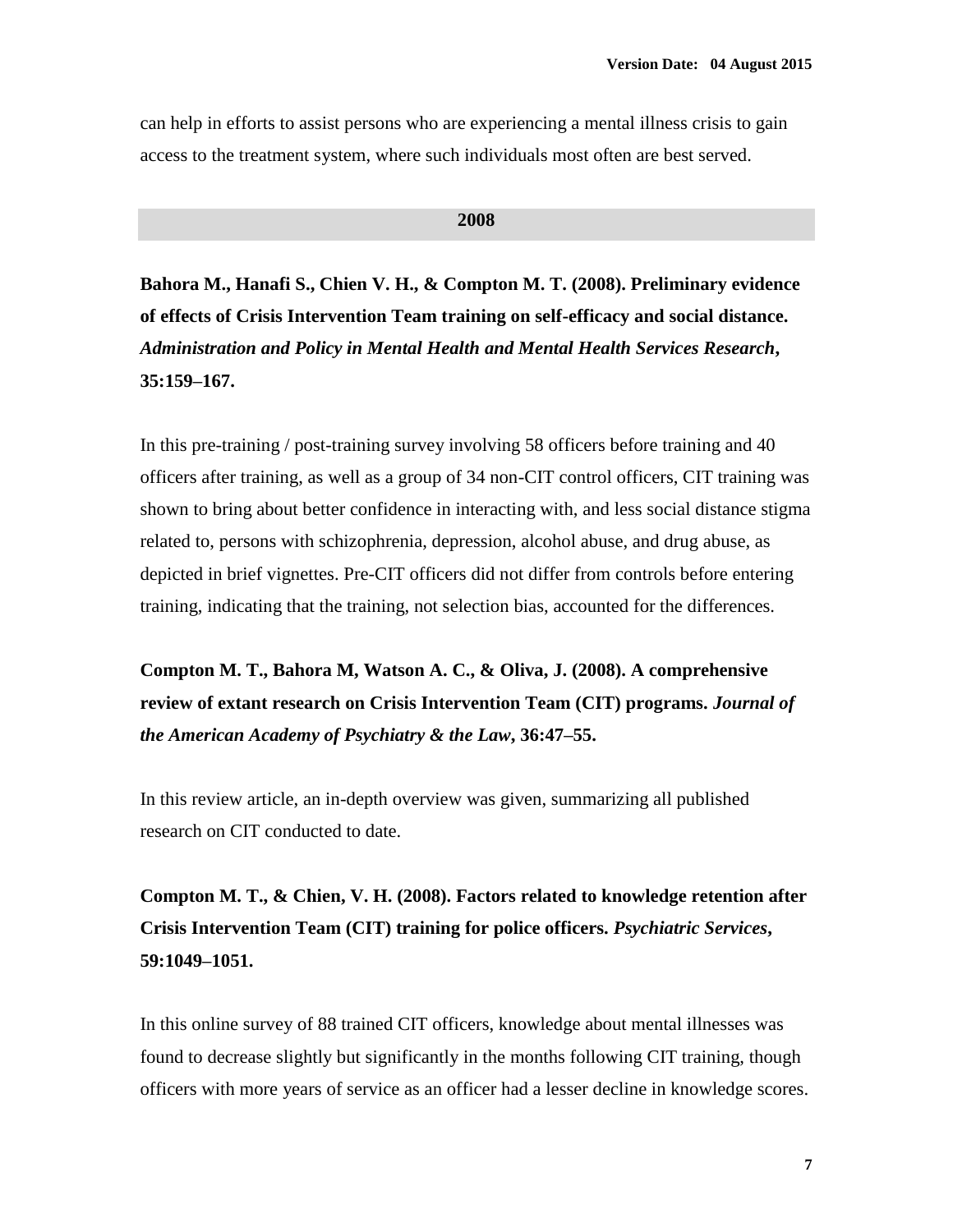can help in efforts to assist persons who are experiencing a mental illness crisis to gain access to the treatment system, where such individuals most often are best served.

## 2008

**Bahora M., Hanafi S., Chien V. H., & Compton M. T. (2008). Preliminary evidence of effects of Crisis Intervention Team training on self-efficacy and social distance. *Administration and Policy in Mental Health and Mental Health Services Research*, 35:159–167.**

In this pre-training / post-training survey involving 58 officers before training and 40 officers after training, as well as a group of 34 non-CIT control officers, CIT training was shown to bring about better confidence in interacting with, and less social distance stigma related to, persons with schizophrenia, depression, alcohol abuse, and drug abuse, as depicted in brief vignettes. Pre-CIT officers did not differ from controls before entering training, indicating that the training, not selection bias, accounted for the differences.

**Compton M. T., Bahora M, Watson A. C., & Oliva, J. (2008). A comprehensive review of extant research on Crisis Intervention Team (CIT) programs. *Journal of the American Academy of Psychiatry & the Law*, 36:47–55.**

In this review article, an in-depth overview was given, summarizing all published research on CIT conducted to date.

**Compton M. T., & Chien, V. H. (2008). Factors related to knowledge retention after Crisis Intervention Team (CIT) training for police officers. *Psychiatric Services*, 59:1049–1051.**

In this online survey of 88 trained CIT officers, knowledge about mental illnesses was found to decrease slightly but significantly in the months following CIT training, though officers with more years of service as an officer had a lesser decline in knowledge scores.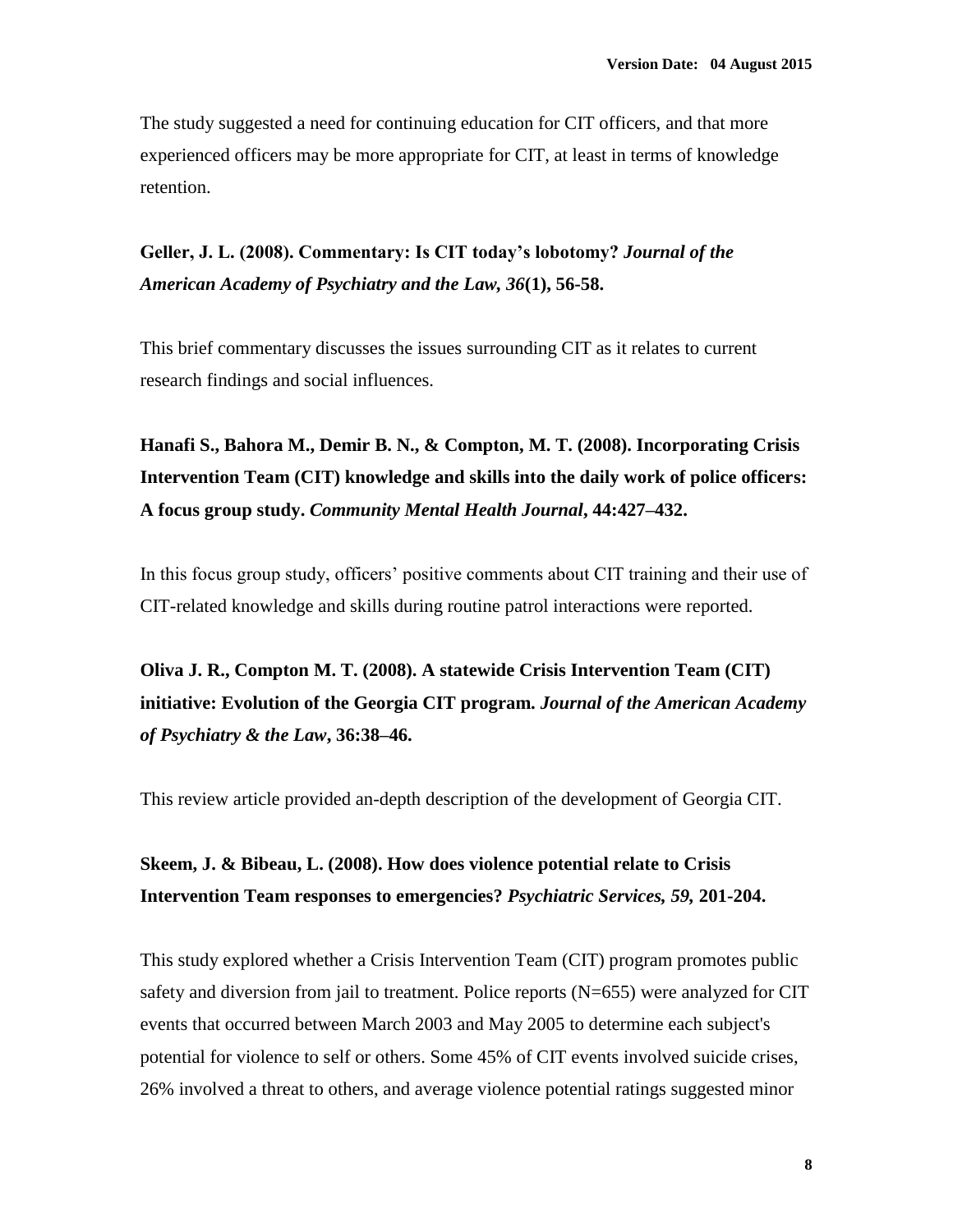The study suggested a need for continuing education for CIT officers, and that more experienced officers may be more appropriate for CIT, at least in terms of knowledge retention.

**Geller, J. L. (2008). Commentary: Is CIT today's lobotomy? *Journal of the American Academy of Psychiatry and the Law, 36*(1), 56-58.**

This brief commentary discusses the issues surrounding CIT as it relates to current research findings and social influences.

**Hanafi S., Bahora M., Demir B. N., & Compton, M. T. (2008). Incorporating Crisis Intervention Team (CIT) knowledge and skills into the daily work of police officers: A focus group study. *Community Mental Health Journal*, 44:427–432.**

In this focus group study, officers' positive comments about CIT training and their use of CIT-related knowledge and skills during routine patrol interactions were reported.

**Oliva J. R., Compton M. T. (2008). A statewide Crisis Intervention Team (CIT) initiative: Evolution of the Georgia CIT program. *Journal of the American Academy of Psychiatry & the Law*, 36:38–46.**

This review article provided an-depth description of the development of Georgia CIT.

**Skeem, J. & Bibeau, L. (2008). How does violence potential relate to Crisis Intervention Team responses to emergencies? *Psychiatric Services, 59,* 201-204.**

This study explored whether a Crisis Intervention Team (CIT) program promotes public safety and diversion from jail to treatment. Police reports (N=655) were analyzed for CIT events that occurred between March 2003 and May 2005 to determine each subject's potential for violence to self or others. Some 45% of CIT events involved suicide crises, 26% involved a threat to others, and average violence potential ratings suggested minor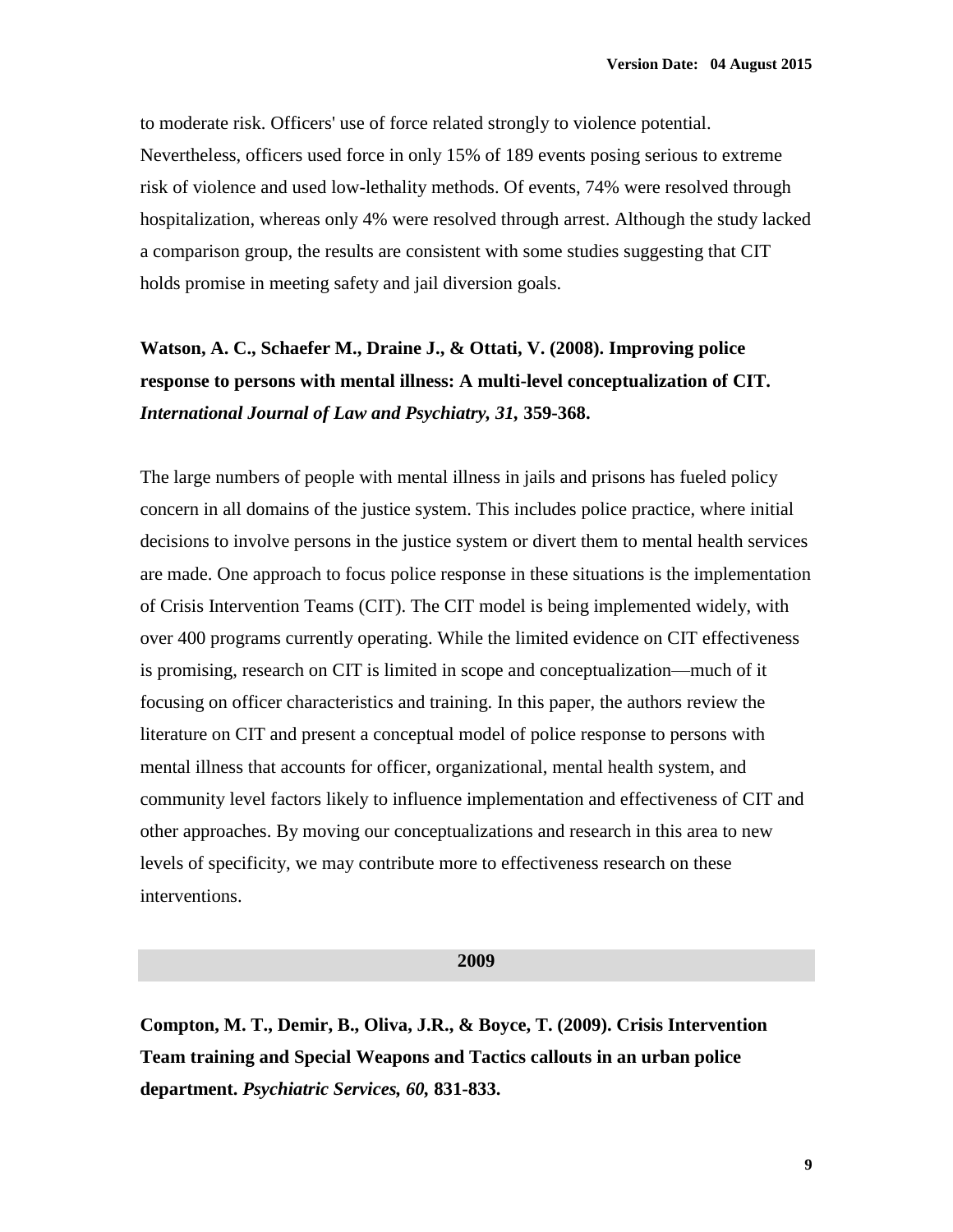to moderate risk. Officers' use of force related strongly to violence potential. Nevertheless, officers used force in only 15% of 189 events posing serious to extreme risk of violence and used low-lethality methods. Of events, 74% were resolved through hospitalization, whereas only 4% were resolved through arrest. Although the study lacked a comparison group, the results are consistent with some studies suggesting that CIT holds promise in meeting safety and jail diversion goals.

**Watson, A. C., Schaefer M., Draine J., & Ottati, V. (2008). Improving police response to persons with mental illness: A multi-level conceptualization of CIT. *International Journal of Law and Psychiatry, 31,* 359-368.**

The large numbers of people with mental illness in jails and prisons has fueled policy concern in all domains of the justice system. This includes police practice, where initial decisions to involve persons in the justice system or divert them to mental health services are made. One approach to focus police response in these situations is the implementation of Crisis Intervention Teams (CIT). The CIT model is being implemented widely, with over 400 programs currently operating. While the limited evidence on CIT effectiveness is promising, research on CIT is limited in scope and conceptualization—much of it focusing on officer characteristics and training. In this paper, the authors review the literature on CIT and present a conceptual model of police response to persons with mental illness that accounts for officer, organizational, mental health system, and community level factors likely to influence implementation and effectiveness of CIT and other approaches. By moving our conceptualizations and research in this area to new levels of specificity, we may contribute more to effectiveness research on these interventions.

## 2009

**Compton, M. T., Demir, B., Oliva, J.R., & Boyce, T. (2009). Crisis Intervention Team training and Special Weapons and Tactics callouts in an urban police department. *Psychiatric Services, 60,* 831-833.**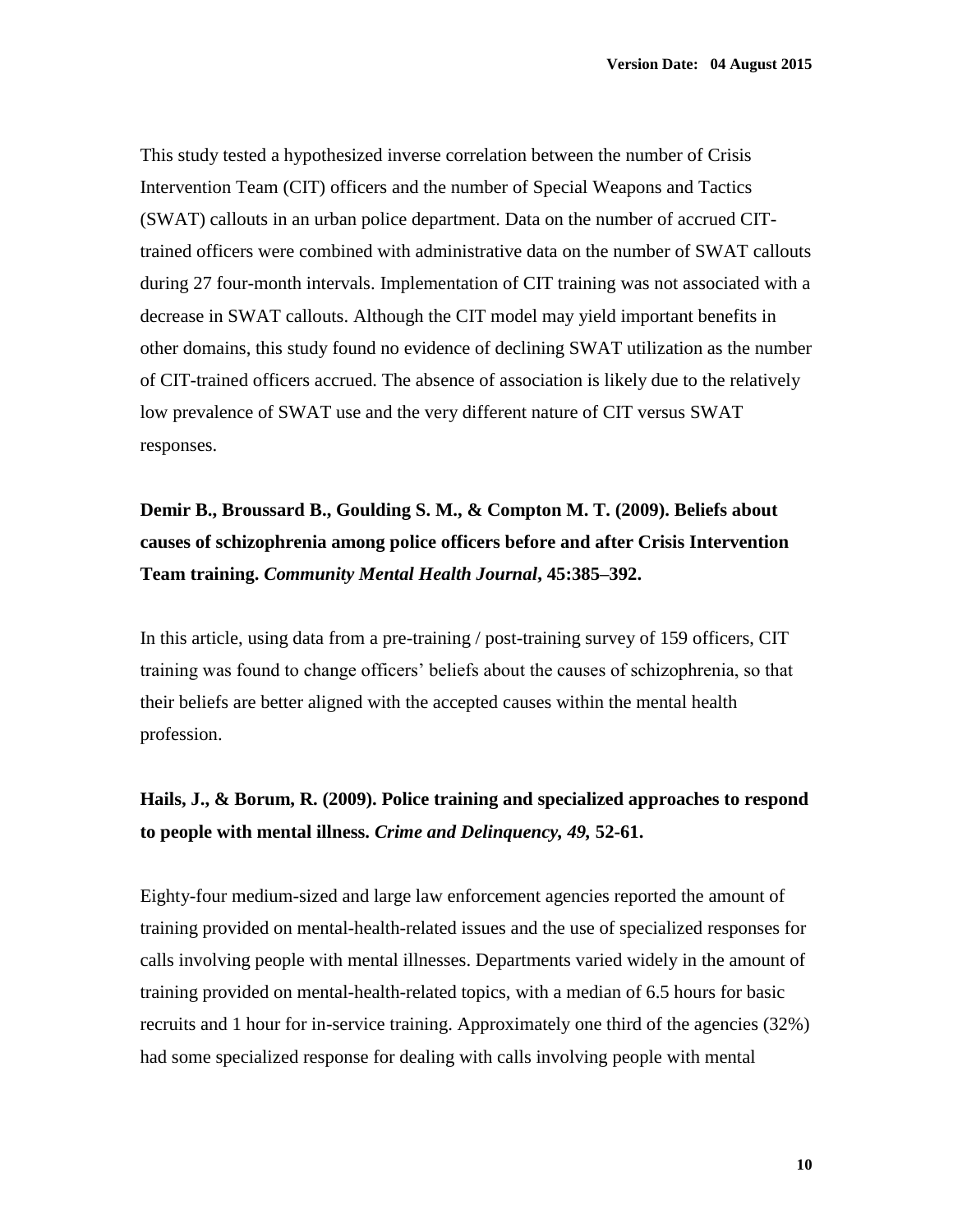This study tested a hypothesized inverse correlation between the number of Crisis Intervention Team (CIT) officers and the number of Special Weapons and Tactics (SWAT) callouts in an urban police department. Data on the number of accrued CIT-trained officers were combined with administrative data on the number of SWAT callouts during 27 four-month intervals. Implementation of CIT training was not associated with a decrease in SWAT callouts. Although the CIT model may yield important benefits in other domains, this study found no evidence of declining SWAT utilization as the number of CIT-trained officers accrued. The absence of association is likely due to the relatively low prevalence of SWAT use and the very different nature of CIT versus SWAT responses.

**Demir B., Broussard B., Goulding S. M., & Compton M. T. (2009). Beliefs about causes of schizophrenia among police officers before and after Crisis Intervention Team training. *Community Mental Health Journal*, 45:385–392.**

In this article, using data from a pre-training / post-training survey of 159 officers, CIT training was found to change officers' beliefs about the causes of schizophrenia, so that their beliefs are better aligned with the accepted causes within the mental health profession.

**Hails, J., & Borum, R. (2009). Police training and specialized approaches to respond to people with mental illness. *Crime and Delinquency, 49,* 52-61.**

Eighty-four medium-sized and large law enforcement agencies reported the amount of training provided on mental-health-related issues and the use of specialized responses for calls involving people with mental illnesses. Departments varied widely in the amount of training provided on mental-health-related topics, with a median of 6.5 hours for basic recruits and 1 hour for in-service training. Approximately one third of the agencies (32%) had some specialized response for dealing with calls involving people with mental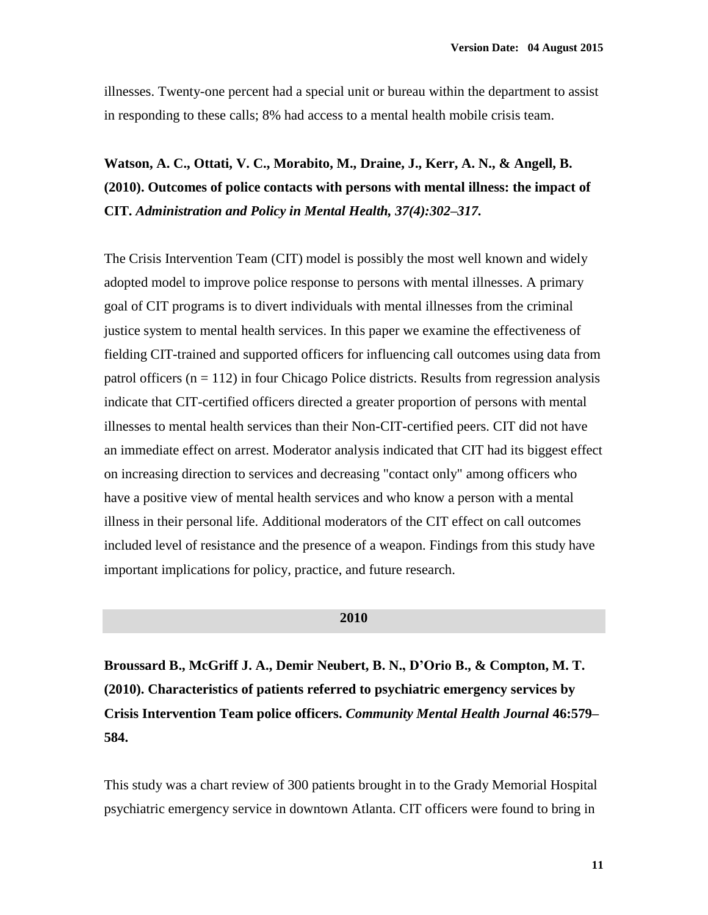illnesses. Twenty-one percent had a special unit or bureau within the department to assist in responding to these calls; 8% had access to a mental health mobile crisis team.

**Watson, A. C., Ottati, V. C., Morabito, M., Draine, J., Kerr, A. N., & Angell, B. (2010). Outcomes of police contacts with persons with mental illness: the impact of CIT. *Administration and Policy in Mental Health, 37(4):302–317.***

The Crisis Intervention Team (CIT) model is possibly the most well known and widely adopted model to improve police response to persons with mental illnesses. A primary goal of CIT programs is to divert individuals with mental illnesses from the criminal justice system to mental health services. In this paper we examine the effectiveness of fielding CIT-trained and supported officers for influencing call outcomes using data from patrol officers (n = 112) in four Chicago Police districts. Results from regression analysis indicate that CIT-certified officers directed a greater proportion of persons with mental illnesses to mental health services than their Non-CIT-certified peers. CIT did not have an immediate effect on arrest. Moderator analysis indicated that CIT had its biggest effect on increasing direction to services and decreasing "contact only" among officers who have a positive view of mental health services and who know a person with a mental illness in their personal life. Additional moderators of the CIT effect on call outcomes included level of resistance and the presence of a weapon. Findings from this study have important implications for policy, practice, and future research.

## 2010

**Broussard B., McGriff J. A., Demir Neubert, B. N., D'Orio B., & Compton, M. T. (2010). Characteristics of patients referred to psychiatric emergency services by Crisis Intervention Team police officers. *Community Mental Health Journal* 46:579–584.**

This study was a chart review of 300 patients brought in to the Grady Memorial Hospital psychiatric emergency service in downtown Atlanta. CIT officers were found to bring in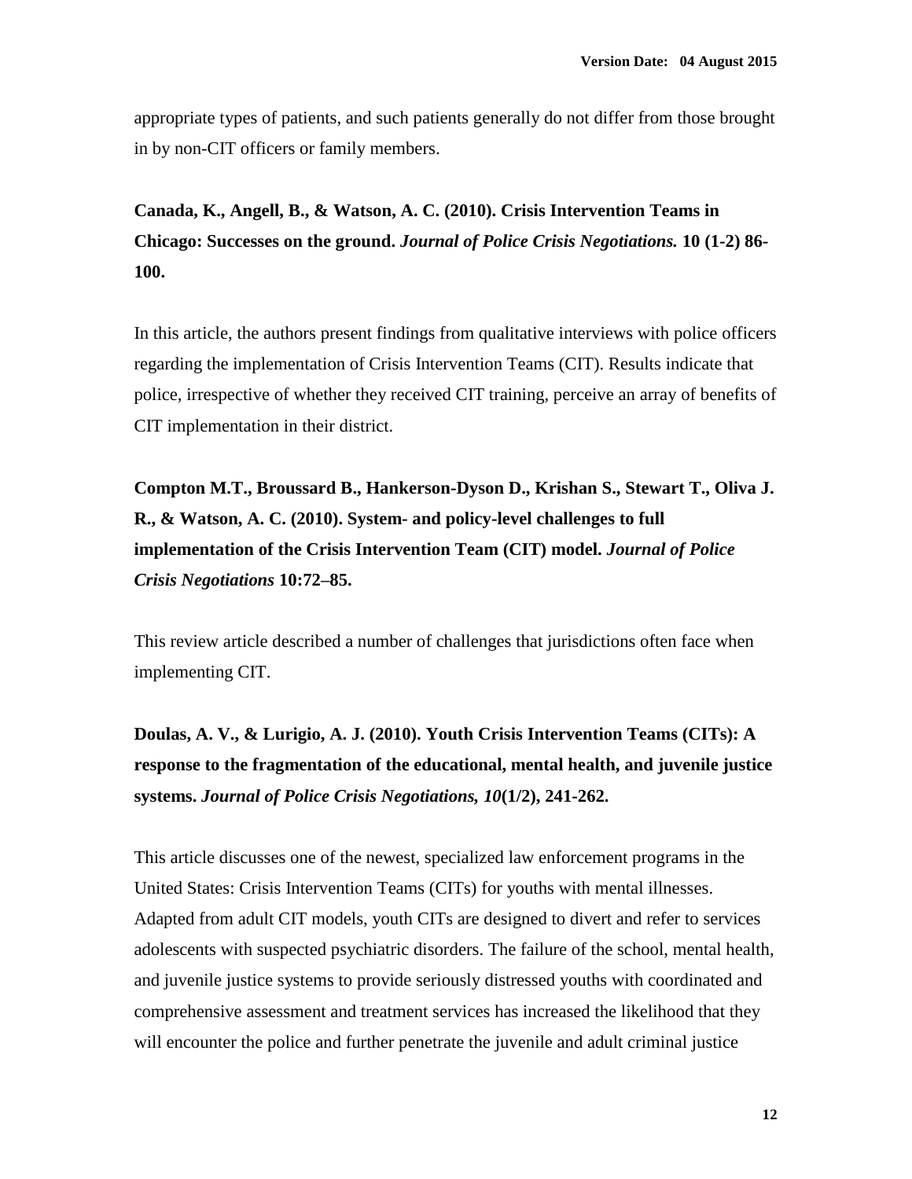appropriate types of patients, and such patients generally do not differ from those brought in by non-CIT officers or family members.

**Canada, K., Angell, B., & Watson, A. C. (2010). Crisis Intervention Teams in Chicago: Successes on the ground.** ***Journal of Police Crisis Negotiations.*** **10 (1-2) 86-100.**

In this article, the authors present findings from qualitative interviews with police officers regarding the implementation of Crisis Intervention Teams (CIT). Results indicate that police, irrespective of whether they received CIT training, perceive an array of benefits of CIT implementation in their district.

**Compton M.T., Broussard B., Hankerson-Dyson D., Krishan S., Stewart T., Oliva J. R., & Watson, A. C. (2010). System- and policy-level challenges to full implementation of the Crisis Intervention Team (CIT) model.** ***Journal of Police Crisis Negotiations*** **10:72–85.**

This review article described a number of challenges that jurisdictions often face when implementing CIT.

**Doulas, A. V., & Lurigio, A. J. (2010). Youth Crisis Intervention Teams (CITs): A response to the fragmentation of the educational, mental health, and juvenile justice systems.** ***Journal of Police Crisis Negotiations, 10*****(1/2), 241-262.**

This article discusses one of the newest, specialized law enforcement programs in the United States: Crisis Intervention Teams (CITs) for youths with mental illnesses. Adapted from adult CIT models, youth CITs are designed to divert and refer to services adolescents with suspected psychiatric disorders. The failure of the school, mental health, and juvenile justice systems to provide seriously distressed youths with coordinated and comprehensive assessment and treatment services has increased the likelihood that they will encounter the police and further penetrate the juvenile and adult criminal justice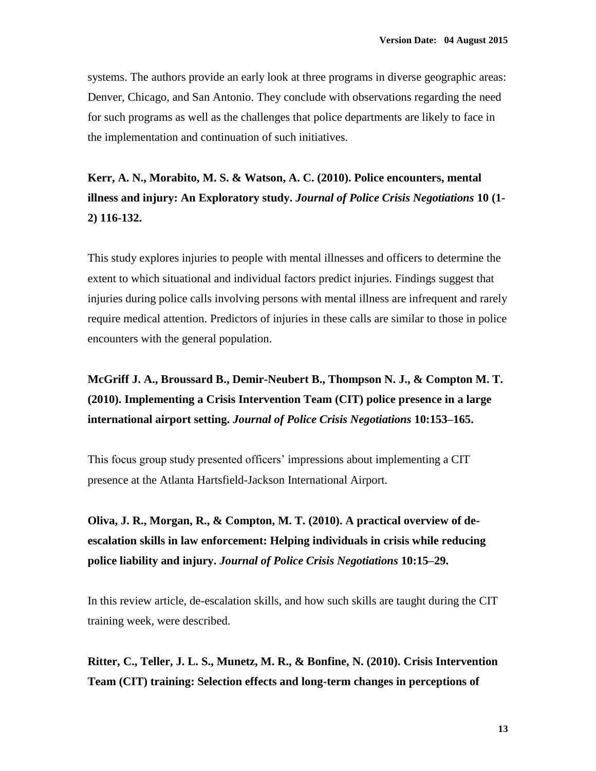systems. The authors provide an early look at three programs in diverse geographic areas: Denver, Chicago, and San Antonio. They conclude with observations regarding the need for such programs as well as the challenges that police departments are likely to face in the implementation and continuation of such initiatives.

**Kerr, A. N., Morabito, M. S. & Watson, A. C. (2010). Police encounters, mental illness and injury: An Exploratory study.** ***Journal of Police Crisis Negotiations*** **10 (1-2) 116-132.**

This study explores injuries to people with mental illnesses and officers to determine the extent to which situational and individual factors predict injuries. Findings suggest that injuries during police calls involving persons with mental illness are infrequent and rarely require medical attention. Predictors of injuries in these calls are similar to those in police encounters with the general population.

**McGriff J. A., Broussard B., Demir-Neubert B., Thompson N. J., & Compton M. T. (2010). Implementing a Crisis Intervention Team (CIT) police presence in a large international airport setting.** ***Journal of Police Crisis Negotiations*** **10:153–165.**

This focus group study presented officers' impressions about implementing a CIT presence at the Atlanta Hartsfield-Jackson International Airport.

**Oliva, J. R., Morgan, R., & Compton, M. T. (2010). A practical overview of de-escalation skills in law enforcement: Helping individuals in crisis while reducing police liability and injury.** ***Journal of Police Crisis Negotiations*** **10:15–29.**

In this review article, de-escalation skills, and how such skills are taught during the CIT training week, were described.

**Ritter, C., Teller, J. L. S., Munetz, M. R., & Bonfine, N. (2010). Crisis Intervention Team (CIT) training: Selection effects and long-term changes in perceptions of**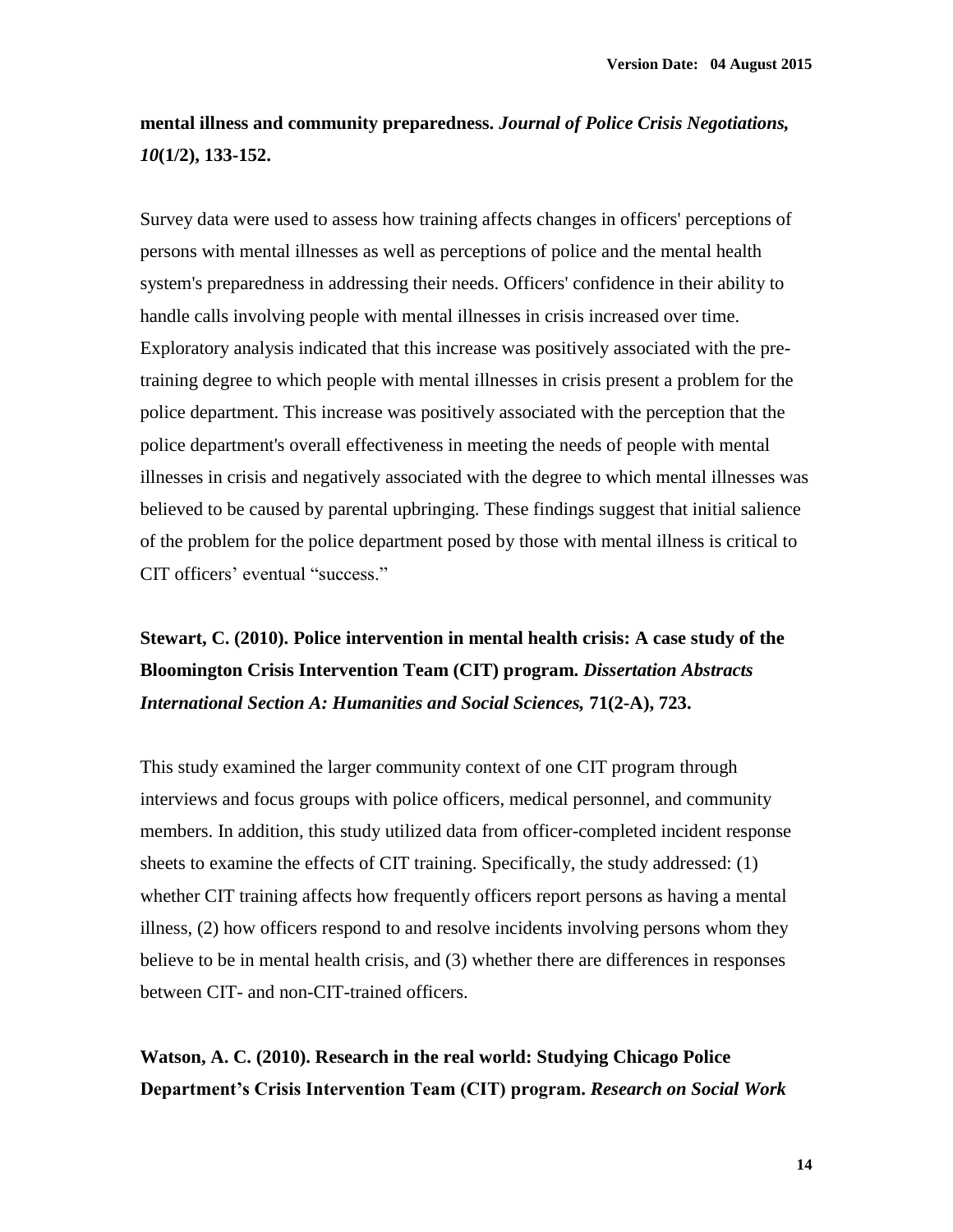**mental illness and community preparedness.** ***Journal of Police Crisis Negotiations, 10*****(1/2), 133-152.**

Survey data were used to assess how training affects changes in officers' perceptions of persons with mental illnesses as well as perceptions of police and the mental health system's preparedness in addressing their needs. Officers' confidence in their ability to handle calls involving people with mental illnesses in crisis increased over time. Exploratory analysis indicated that this increase was positively associated with the pre-training degree to which people with mental illnesses in crisis present a problem for the police department. This increase was positively associated with the perception that the police department's overall effectiveness in meeting the needs of people with mental illnesses in crisis and negatively associated with the degree to which mental illnesses was believed to be caused by parental upbringing. These findings suggest that initial salience of the problem for the police department posed by those with mental illness is critical to CIT officers' eventual "success."

**Stewart, C. (2010). Police intervention in mental health crisis: A case study of the Bloomington Crisis Intervention Team (CIT) program.** ***Dissertation Abstracts International Section A: Humanities and Social Sciences,*** **71(2-A), 723.**

This study examined the larger community context of one CIT program through interviews and focus groups with police officers, medical personnel, and community members. In addition, this study utilized data from officer-completed incident response sheets to examine the effects of CIT training. Specifically, the study addressed: (1) whether CIT training affects how frequently officers report persons as having a mental illness, (2) how officers respond to and resolve incidents involving persons whom they believe to be in mental health crisis, and (3) whether there are differences in responses between CIT- and non-CIT-trained officers.

**Watson, A. C. (2010). Research in the real world: Studying Chicago Police Department's Crisis Intervention Team (CIT) program.** ***Research on Social Work***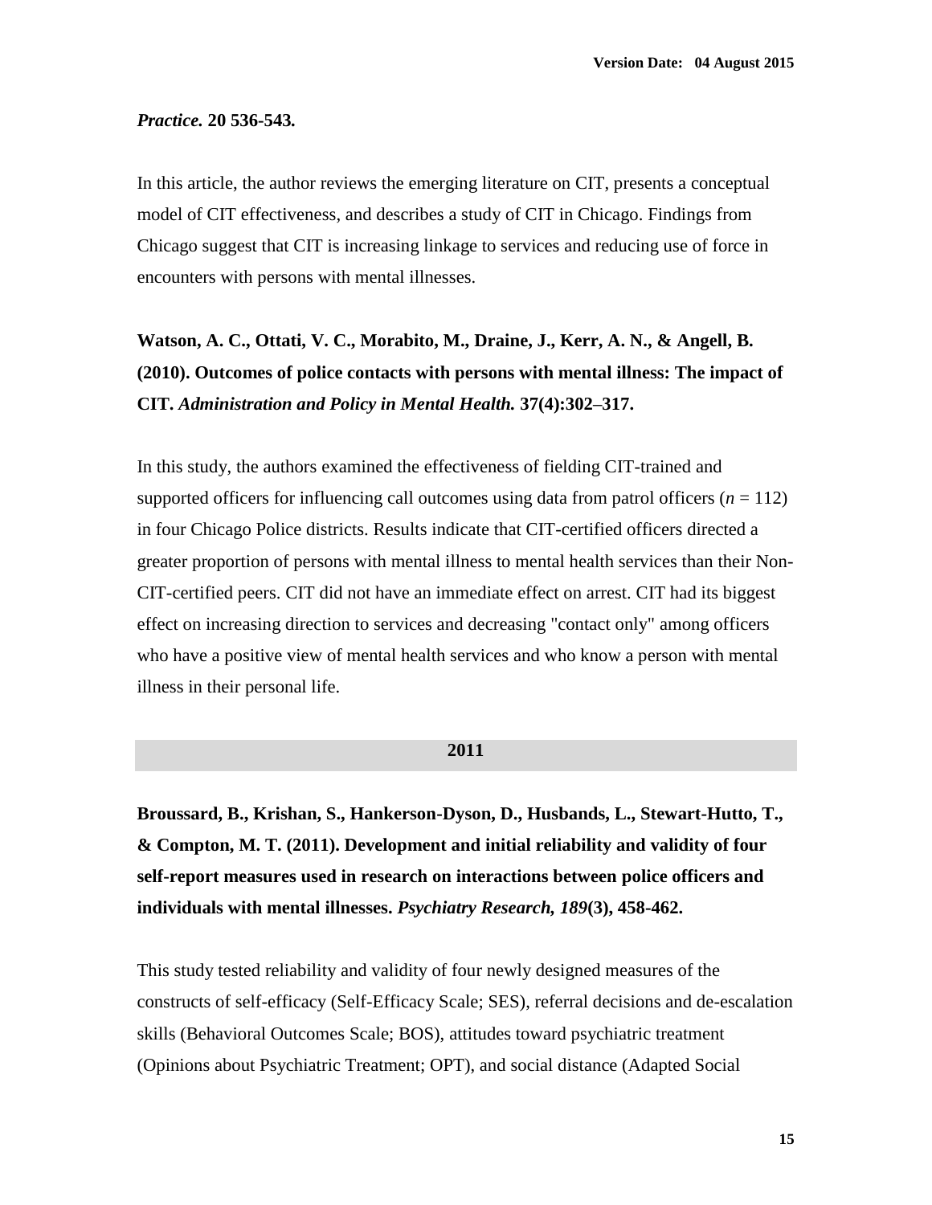***Practice.* 20 536-543.**

In this article, the author reviews the emerging literature on CIT, presents a conceptual model of CIT effectiveness, and describes a study of CIT in Chicago. Findings from Chicago suggest that CIT is increasing linkage to services and reducing use of force in encounters with persons with mental illnesses.

**Watson, A. C., Ottati, V. C., Morabito, M., Draine, J., Kerr, A. N., & Angell, B. (2010). Outcomes of police contacts with persons with mental illness: The impact of CIT. *Administration and Policy in Mental Health.* 37(4):302–317.**

In this study, the authors examined the effectiveness of fielding CIT-trained and supported officers for influencing call outcomes using data from patrol officers ($n$ = 112) in four Chicago Police districts. Results indicate that CIT-certified officers directed a greater proportion of persons with mental illness to mental health services than their Non-CIT-certified peers. CIT did not have an immediate effect on arrest. CIT had its biggest effect on increasing direction to services and decreasing "contact only" among officers who have a positive view of mental health services and who know a person with mental illness in their personal life.

## 2011

**Broussard, B., Krishan, S., Hankerson-Dyson, D., Husbands, L., Stewart-Hutto, T., & Compton, M. T. (2011). Development and initial reliability and validity of four self-report measures used in research on interactions between police officers and individuals with mental illnesses. *Psychiatry Research, 189*(3), 458-462.**

This study tested reliability and validity of four newly designed measures of the constructs of self-efficacy (Self-Efficacy Scale; SES), referral decisions and de-escalation skills (Behavioral Outcomes Scale; BOS), attitudes toward psychiatric treatment (Opinions about Psychiatric Treatment; OPT), and social distance (Adapted Social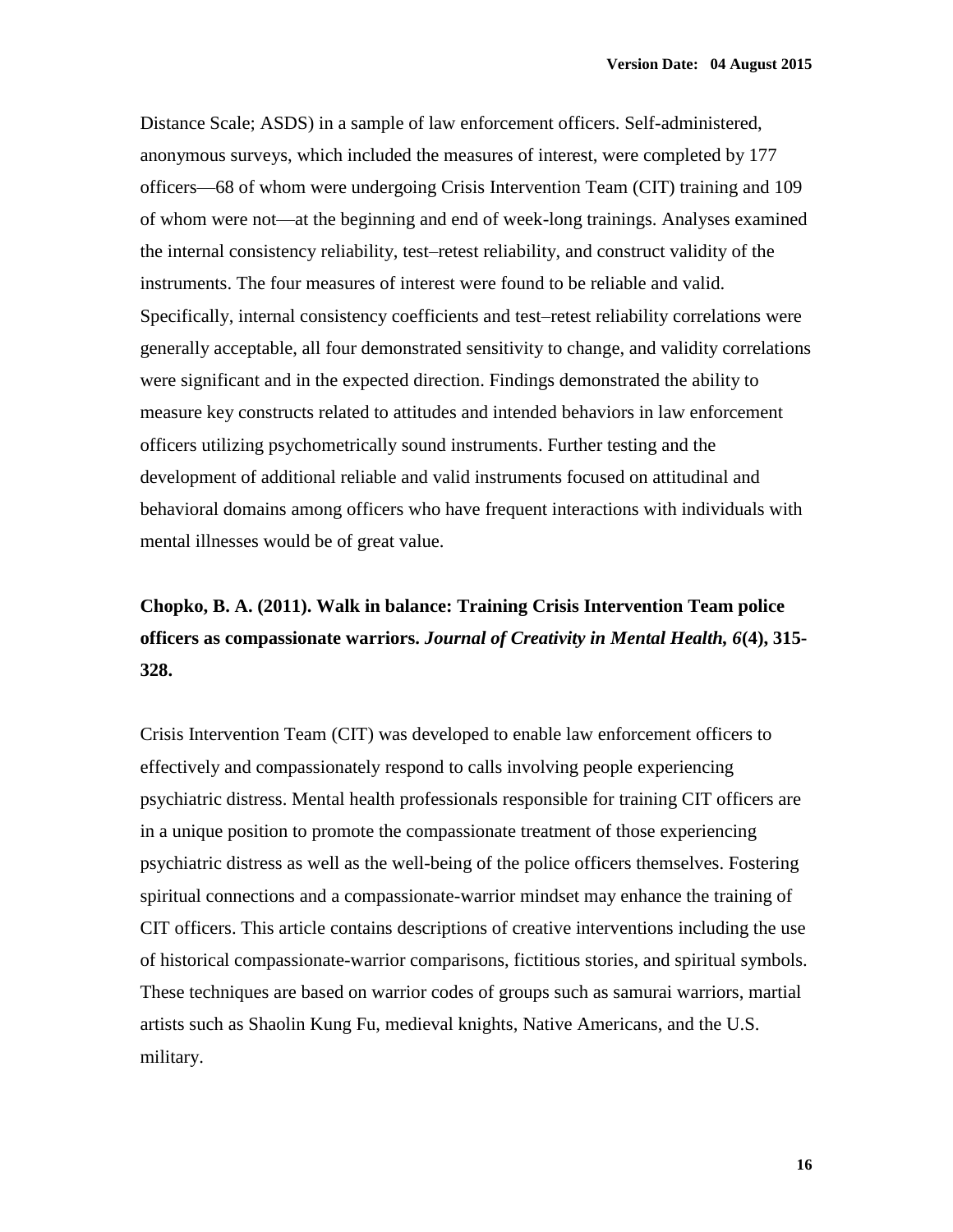Distance Scale; ASDS) in a sample of law enforcement officers. Self-administered, anonymous surveys, which included the measures of interest, were completed by 177 officers—68 of whom were undergoing Crisis Intervention Team (CIT) training and 109 of whom were not—at the beginning and end of week-long trainings. Analyses examined the internal consistency reliability, test–retest reliability, and construct validity of the instruments. The four measures of interest were found to be reliable and valid. Specifically, internal consistency coefficients and test–retest reliability correlations were generally acceptable, all four demonstrated sensitivity to change, and validity correlations were significant and in the expected direction. Findings demonstrated the ability to measure key constructs related to attitudes and intended behaviors in law enforcement officers utilizing psychometrically sound instruments. Further testing and the development of additional reliable and valid instruments focused on attitudinal and behavioral domains among officers who have frequent interactions with individuals with mental illnesses would be of great value.

**Chopko, B. A. (2011). Walk in balance: Training Crisis Intervention Team police officers as compassionate warriors. *Journal of Creativity in Mental Health, 6*(4), 315-328.**

Crisis Intervention Team (CIT) was developed to enable law enforcement officers to effectively and compassionately respond to calls involving people experiencing psychiatric distress. Mental health professionals responsible for training CIT officers are in a unique position to promote the compassionate treatment of those experiencing psychiatric distress as well as the well-being of the police officers themselves. Fostering spiritual connections and a compassionate-warrior mindset may enhance the training of CIT officers. This article contains descriptions of creative interventions including the use of historical compassionate-warrior comparisons, fictitious stories, and spiritual symbols. These techniques are based on warrior codes of groups such as samurai warriors, martial artists such as Shaolin Kung Fu, medieval knights, Native Americans, and the U.S. military.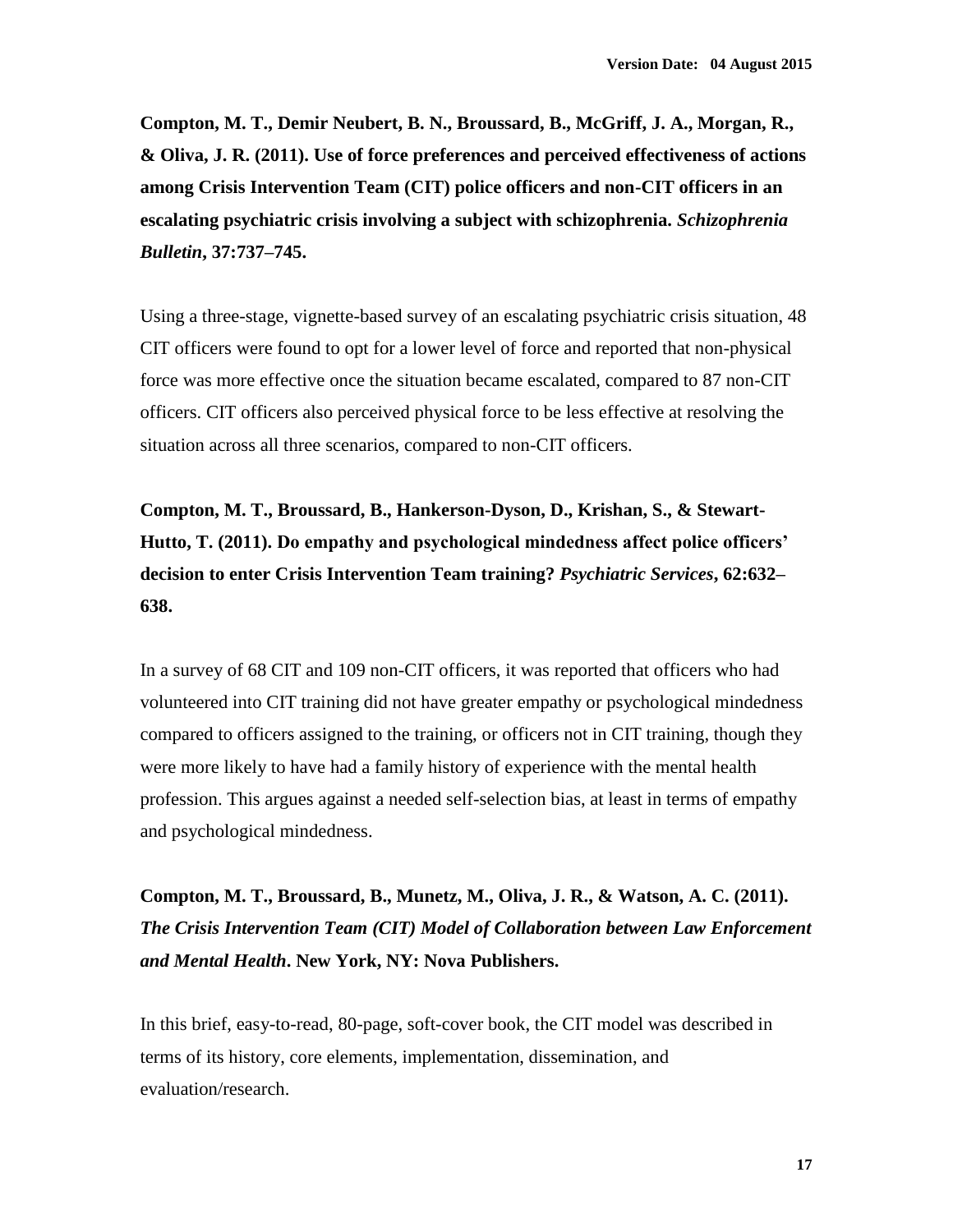**Compton, M. T., Demir Neubert, B. N., Broussard, B., McGriff, J. A., Morgan, R., & Oliva, J. R. (2011). Use of force preferences and perceived effectiveness of actions among Crisis Intervention Team (CIT) police officers and non-CIT officers in an escalating psychiatric crisis involving a subject with schizophrenia. *Schizophrenia Bulletin*, 37:737–745.**

Using a three-stage, vignette-based survey of an escalating psychiatric crisis situation, 48 CIT officers were found to opt for a lower level of force and reported that non-physical force was more effective once the situation became escalated, compared to 87 non-CIT officers. CIT officers also perceived physical force to be less effective at resolving the situation across all three scenarios, compared to non-CIT officers.

**Compton, M. T., Broussard, B., Hankerson-Dyson, D., Krishan, S., & Stewart-Hutto, T. (2011). Do empathy and psychological mindedness affect police officers' decision to enter Crisis Intervention Team training? *Psychiatric Services*, 62:632–638.**

In a survey of 68 CIT and 109 non-CIT officers, it was reported that officers who had volunteered into CIT training did not have greater empathy or psychological mindedness compared to officers assigned to the training, or officers not in CIT training, though they were more likely to have had a family history of experience with the mental health profession. This argues against a needed self-selection bias, at least in terms of empathy and psychological mindedness.

**Compton, M. T., Broussard, B., Munetz, M., Oliva, J. R., & Watson, A. C. (2011). *The Crisis Intervention Team (CIT) Model of Collaboration between Law Enforcement and Mental Health*. New York, NY: Nova Publishers.**

In this brief, easy-to-read, 80-page, soft-cover book, the CIT model was described in terms of its history, core elements, implementation, dissemination, and evaluation/research.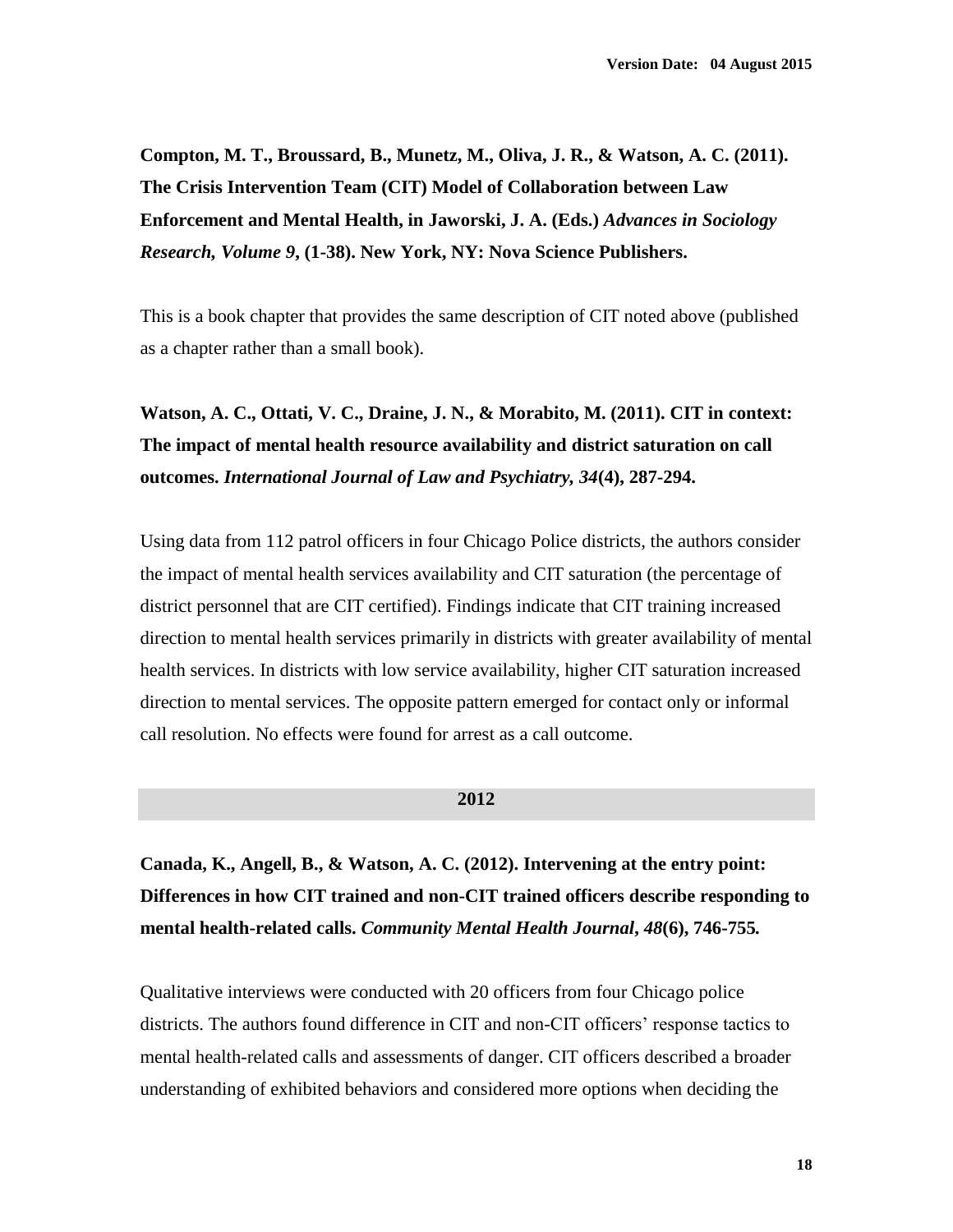**Compton, M. T., Broussard, B., Munetz, M., Oliva, J. R., & Watson, A. C. (2011). The Crisis Intervention Team (CIT) Model of Collaboration between Law Enforcement and Mental Health, in Jaworski, J. A. (Eds.) *Advances in Sociology Research, Volume 9*, (1-38). New York, NY: Nova Science Publishers.**

This is a book chapter that provides the same description of CIT noted above (published as a chapter rather than a small book).

**Watson, A. C., Ottati, V. C., Draine, J. N., & Morabito, M. (2011). CIT in context: The impact of mental health resource availability and district saturation on call outcomes. *International Journal of Law and Psychiatry, 34*(4), 287-294.**

Using data from 112 patrol officers in four Chicago Police districts, the authors consider the impact of mental health services availability and CIT saturation (the percentage of district personnel that are CIT certified). Findings indicate that CIT training increased direction to mental health services primarily in districts with greater availability of mental health services. In districts with low service availability, higher CIT saturation increased direction to mental services. The opposite pattern emerged for contact only or informal call resolution. No effects were found for arrest as a call outcome.

## 2012

**Canada, K., Angell, B., & Watson, A. C. (2012). Intervening at the entry point: Differences in how CIT trained and non-CIT trained officers describe responding to mental health-related calls. *Community Mental Health Journal*, *48*(6), 746-755.**

Qualitative interviews were conducted with 20 officers from four Chicago police districts. The authors found difference in CIT and non-CIT officers' response tactics to mental health-related calls and assessments of danger. CIT officers described a broader understanding of exhibited behaviors and considered more options when deciding the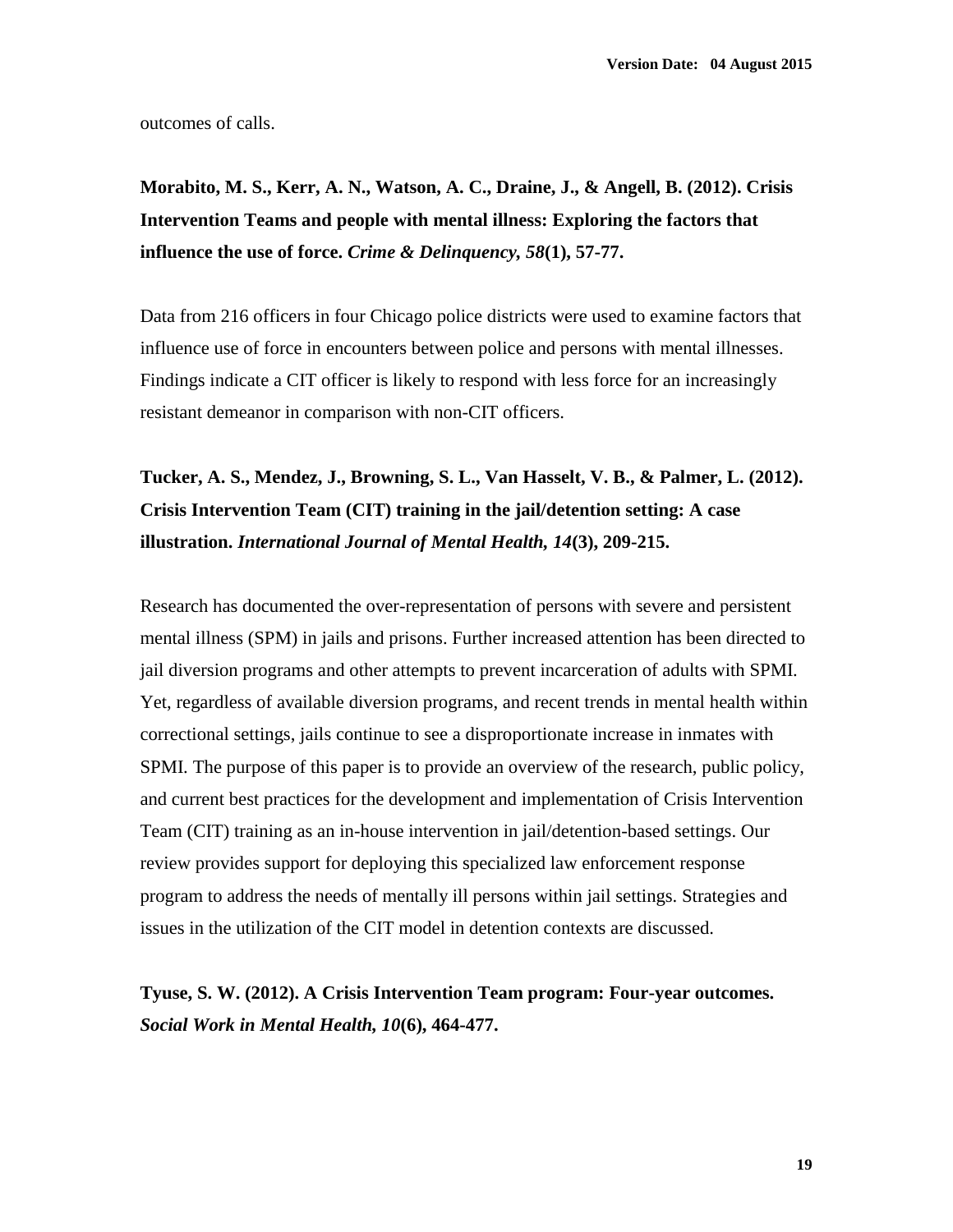outcomes of calls.

**Morabito, M. S., Kerr, A. N., Watson, A. C., Draine, J., & Angell, B. (2012). Crisis Intervention Teams and people with mental illness: Exploring the factors that influence the use of force. *Crime & Delinquency, 58*(1), 57-77.**

Data from 216 officers in four Chicago police districts were used to examine factors that influence use of force in encounters between police and persons with mental illnesses. Findings indicate a CIT officer is likely to respond with less force for an increasingly resistant demeanor in comparison with non-CIT officers.

**Tucker, A. S., Mendez, J., Browning, S. L., Van Hasselt, V. B., & Palmer, L. (2012). Crisis Intervention Team (CIT) training in the jail/detention setting: A case illustration. *International Journal of Mental Health, 14*(3), 209-215.**

Research has documented the over-representation of persons with severe and persistent mental illness (SPM) in jails and prisons. Further increased attention has been directed to jail diversion programs and other attempts to prevent incarceration of adults with SPMI. Yet, regardless of available diversion programs, and recent trends in mental health within correctional settings, jails continue to see a disproportionate increase in inmates with SPMI. The purpose of this paper is to provide an overview of the research, public policy, and current best practices for the development and implementation of Crisis Intervention Team (CIT) training as an in-house intervention in jail/detention-based settings. Our review provides support for deploying this specialized law enforcement response program to address the needs of mentally ill persons within jail settings. Strategies and issues in the utilization of the CIT model in detention contexts are discussed.

**Tyuse, S. W. (2012). A Crisis Intervention Team program: Four-year outcomes. *Social Work in Mental Health, 10*(6), 464-477.**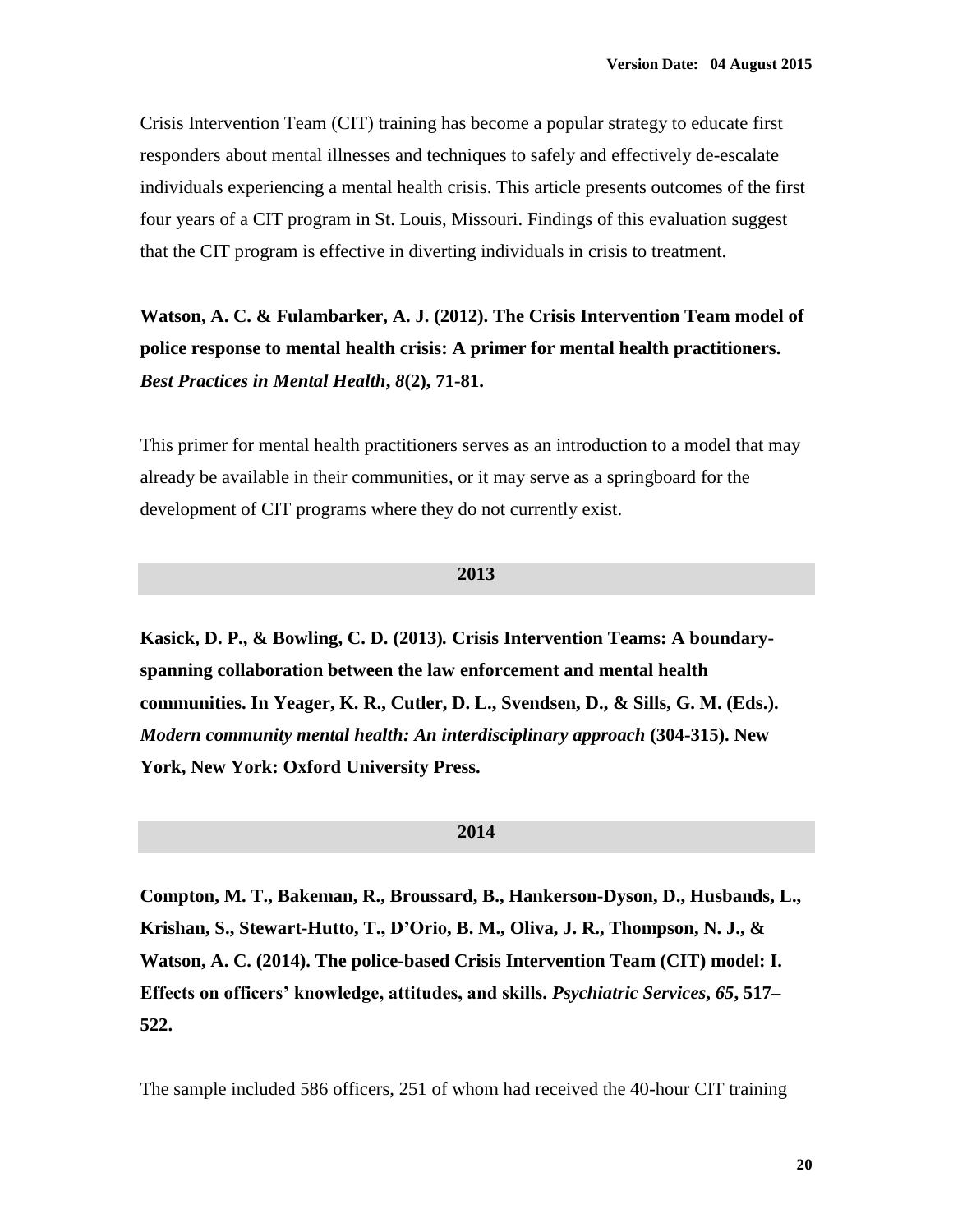Crisis Intervention Team (CIT) training has become a popular strategy to educate first responders about mental illnesses and techniques to safely and effectively de-escalate individuals experiencing a mental health crisis. This article presents outcomes of the first four years of a CIT program in St. Louis, Missouri. Findings of this evaluation suggest that the CIT program is effective in diverting individuals in crisis to treatment.

**Watson, A. C. & Fulambarker, A. J. (2012). The Crisis Intervention Team model of police response to mental health crisis: A primer for mental health practitioners. *Best Practices in Mental Health*, *8*(2), 71-81.**

This primer for mental health practitioners serves as an introduction to a model that may already be available in their communities, or it may serve as a springboard for the development of CIT programs where they do not currently exist.

## 2013

**Kasick, D. P., & Bowling, C. D. (2013). Crisis Intervention Teams: A boundary-spanning collaboration between the law enforcement and mental health communities. In Yeager, K. R., Cutler, D. L., Svendsen, D., & Sills, G. M. (Eds.). *Modern community mental health: An interdisciplinary approach* (304-315). New York, New York: Oxford University Press.**

## 2014

**Compton, M. T., Bakeman, R., Broussard, B., Hankerson-Dyson, D., Husbands, L., Krishan, S., Stewart-Hutto, T., D'Orio, B. M., Oliva, J. R., Thompson, N. J., & Watson, A. C. (2014). The police-based Crisis Intervention Team (CIT) model: I. Effects on officers' knowledge, attitudes, and skills. *Psychiatric Services*, *65*, 517–522.**

The sample included 586 officers, 251 of whom had received the 40-hour CIT training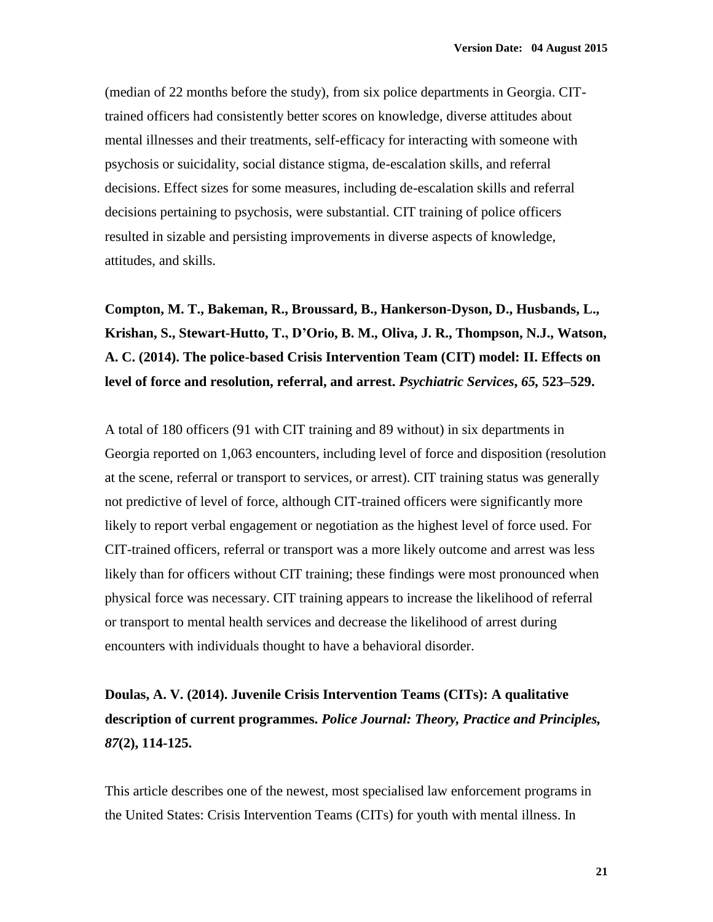(median of 22 months before the study), from six police departments in Georgia. CIT-trained officers had consistently better scores on knowledge, diverse attitudes about mental illnesses and their treatments, self-efficacy for interacting with someone with psychosis or suicidality, social distance stigma, de-escalation skills, and referral decisions. Effect sizes for some measures, including de-escalation skills and referral decisions pertaining to psychosis, were substantial. CIT training of police officers resulted in sizable and persisting improvements in diverse aspects of knowledge, attitudes, and skills.

**Compton, M. T., Bakeman, R., Broussard, B., Hankerson-Dyson, D., Husbands, L., Krishan, S., Stewart-Hutto, T., D'Orio, B. M., Oliva, J. R., Thompson, N.J., Watson, A. C. (2014). The police-based Crisis Intervention Team (CIT) model: II. Effects on level of force and resolution, referral, and arrest. *Psychiatric Services*, *65*, 523–529.**

A total of 180 officers (91 with CIT training and 89 without) in six departments in Georgia reported on 1,063 encounters, including level of force and disposition (resolution at the scene, referral or transport to services, or arrest). CIT training status was generally not predictive of level of force, although CIT-trained officers were significantly more likely to report verbal engagement or negotiation as the highest level of force used. For CIT-trained officers, referral or transport was a more likely outcome and arrest was less likely than for officers without CIT training; these findings were most pronounced when physical force was necessary. CIT training appears to increase the likelihood of referral or transport to mental health services and decrease the likelihood of arrest during encounters with individuals thought to have a behavioral disorder.

**Doulas, A. V. (2014). Juvenile Crisis Intervention Teams (CITs): A qualitative description of current programmes. *Police Journal: Theory, Practice and Principles, 87*(2), 114-125.**

This article describes one of the newest, most specialised law enforcement programs in the United States: Crisis Intervention Teams (CITs) for youth with mental illness. In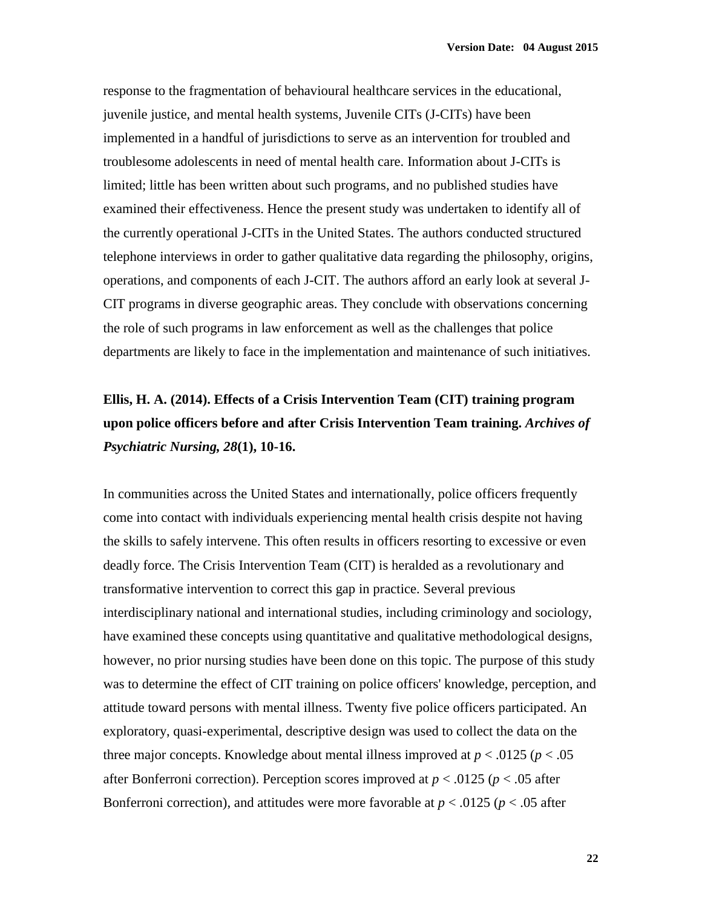response to the fragmentation of behavioural healthcare services in the educational, juvenile justice, and mental health systems, Juvenile CITs (J-CITs) have been implemented in a handful of jurisdictions to serve as an intervention for troubled and troublesome adolescents in need of mental health care. Information about J-CITs is limited; little has been written about such programs, and no published studies have examined their effectiveness. Hence the present study was undertaken to identify all of the currently operational J-CITs in the United States. The authors conducted structured telephone interviews in order to gather qualitative data regarding the philosophy, origins, operations, and components of each J-CIT. The authors afford an early look at several J-CIT programs in diverse geographic areas. They conclude with observations concerning the role of such programs in law enforcement as well as the challenges that police departments are likely to face in the implementation and maintenance of such initiatives.

**Ellis, H. A. (2014). Effects of a Crisis Intervention Team (CIT) training program upon police officers before and after Crisis Intervention Team training. *Archives of Psychiatric Nursing, 28*(1), 10-16.**

In communities across the United States and internationally, police officers frequently come into contact with individuals experiencing mental health crisis despite not having the skills to safely intervene. This often results in officers resorting to excessive or even deadly force. The Crisis Intervention Team (CIT) is heralded as a revolutionary and transformative intervention to correct this gap in practice. Several previous interdisciplinary national and international studies, including criminology and sociology, have examined these concepts using quantitative and qualitative methodological designs, however, no prior nursing studies have been done on this topic. The purpose of this study was to determine the effect of CIT training on police officers' knowledge, perception, and attitude toward persons with mental illness. Twenty five police officers participated. An exploratory, quasi-experimental, descriptive design was used to collect the data on the three major concepts. Knowledge about mental illness improved at $p < .0125$ ($p < .05$ after Bonferroni correction). Perception scores improved at $p < .0125$ ($p < .05$ after Bonferroni correction), and attitudes were more favorable at $p < .0125$ ($p < .05$ after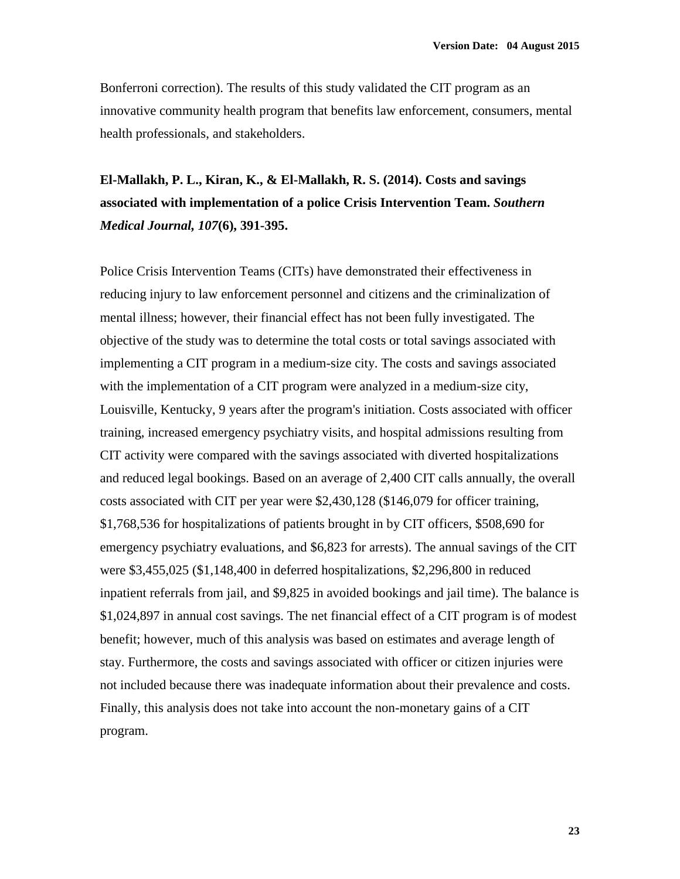Bonferroni correction). The results of this study validated the CIT program as an innovative community health program that benefits law enforcement, consumers, mental health professionals, and stakeholders.

**El-Mallakh, P. L., Kiran, K., & El-Mallakh, R. S. (2014). Costs and savings associated with implementation of a police Crisis Intervention Team. *Southern Medical Journal, 107*(6), 391-395.**

Police Crisis Intervention Teams (CITs) have demonstrated their effectiveness in reducing injury to law enforcement personnel and citizens and the criminalization of mental illness; however, their financial effect has not been fully investigated. The objective of the study was to determine the total costs or total savings associated with implementing a CIT program in a medium-size city. The costs and savings associated with the implementation of a CIT program were analyzed in a medium-size city, Louisville, Kentucky, 9 years after the program's initiation. Costs associated with officer training, increased emergency psychiatry visits, and hospital admissions resulting from CIT activity were compared with the savings associated with diverted hospitalizations and reduced legal bookings. Based on an average of 2,400 CIT calls annually, the overall costs associated with CIT per year were $2,430,128 ($146,079 for officer training, $1,768,536 for hospitalizations of patients brought in by CIT officers, $508,690 for emergency psychiatry evaluations, and $6,823 for arrests). The annual savings of the CIT were $3,455,025 ($1,148,400 in deferred hospitalizations, $2,296,800 in reduced inpatient referrals from jail, and $9,825 in avoided bookings and jail time). The balance is $1,024,897 in annual cost savings. The net financial effect of a CIT program is of modest benefit; however, much of this analysis was based on estimates and average length of stay. Furthermore, the costs and savings associated with officer or citizen injuries were not included because there was inadequate information about their prevalence and costs. Finally, this analysis does not take into account the non-monetary gains of a CIT program.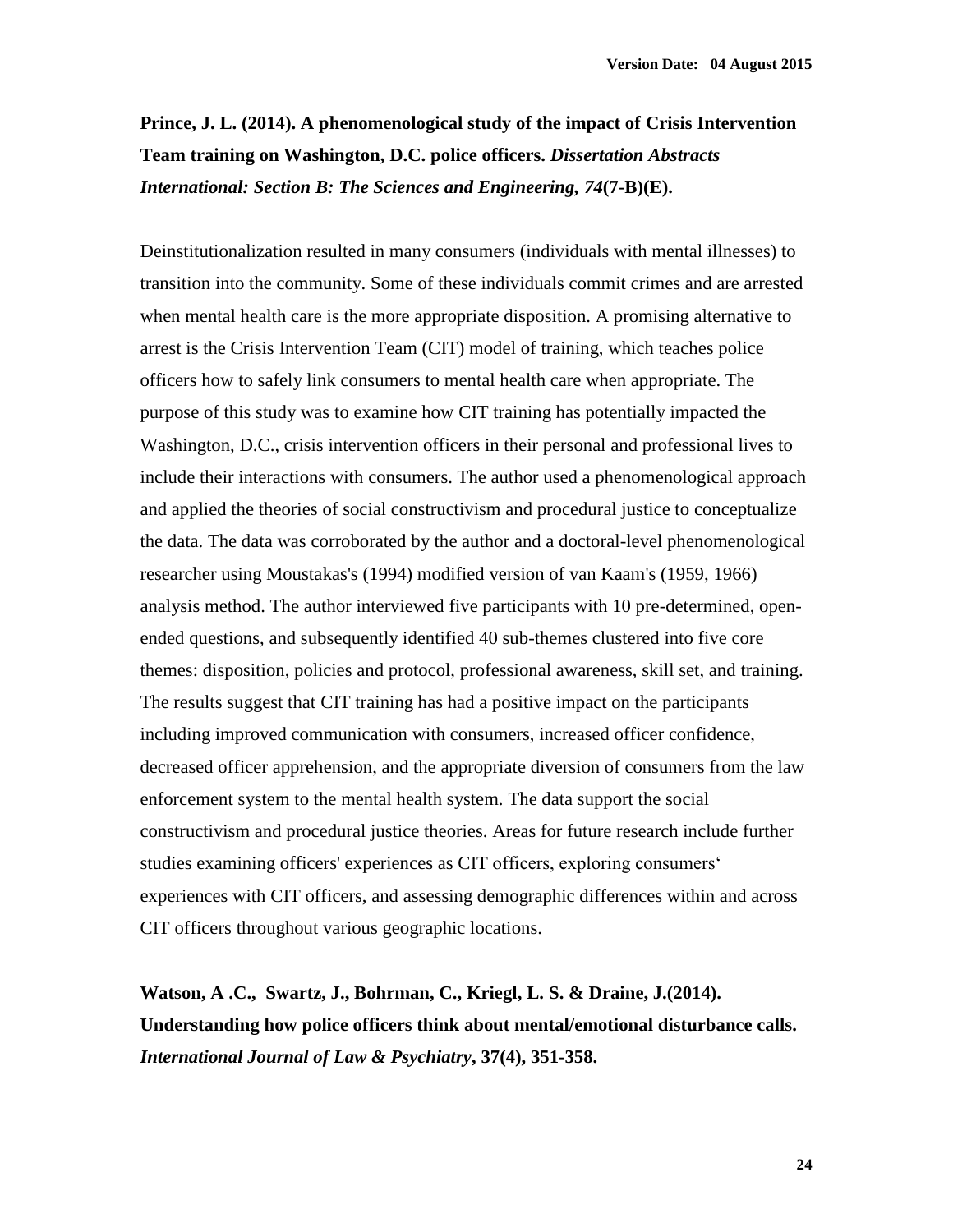**Prince, J. L. (2014). A phenomenological study of the impact of Crisis Intervention Team training on Washington, D.C. police officers. *Dissertation Abstracts International: Section B: The Sciences and Engineering, 74*(7-B)(E).**

Deinstitutionalization resulted in many consumers (individuals with mental illnesses) to transition into the community. Some of these individuals commit crimes and are arrested when mental health care is the more appropriate disposition. A promising alternative to arrest is the Crisis Intervention Team (CIT) model of training, which teaches police officers how to safely link consumers to mental health care when appropriate. The purpose of this study was to examine how CIT training has potentially impacted the Washington, D.C., crisis intervention officers in their personal and professional lives to include their interactions with consumers. The author used a phenomenological approach and applied the theories of social constructivism and procedural justice to conceptualize the data. The data was corroborated by the author and a doctoral-level phenomenological researcher using Moustakas's (1994) modified version of van Kaam's (1959, 1966) analysis method. The author interviewed five participants with 10 pre-determined, open-ended questions, and subsequently identified 40 sub-themes clustered into five core themes: disposition, policies and protocol, professional awareness, skill set, and training. The results suggest that CIT training has had a positive impact on the participants including improved communication with consumers, increased officer confidence, decreased officer apprehension, and the appropriate diversion of consumers from the law enforcement system to the mental health system. The data support the social constructivism and procedural justice theories. Areas for future research include further studies examining officers' experiences as CIT officers, exploring consumers' experiences with CIT officers, and assessing demographic differences within and across CIT officers throughout various geographic locations.

**Watson, A .C., Swartz, J., Bohrman, C., Kriegl, L. S. & Draine, J.(2014). Understanding how police officers think about mental/emotional disturbance calls. *International Journal of Law & Psychiatry*, 37(4), 351-358.**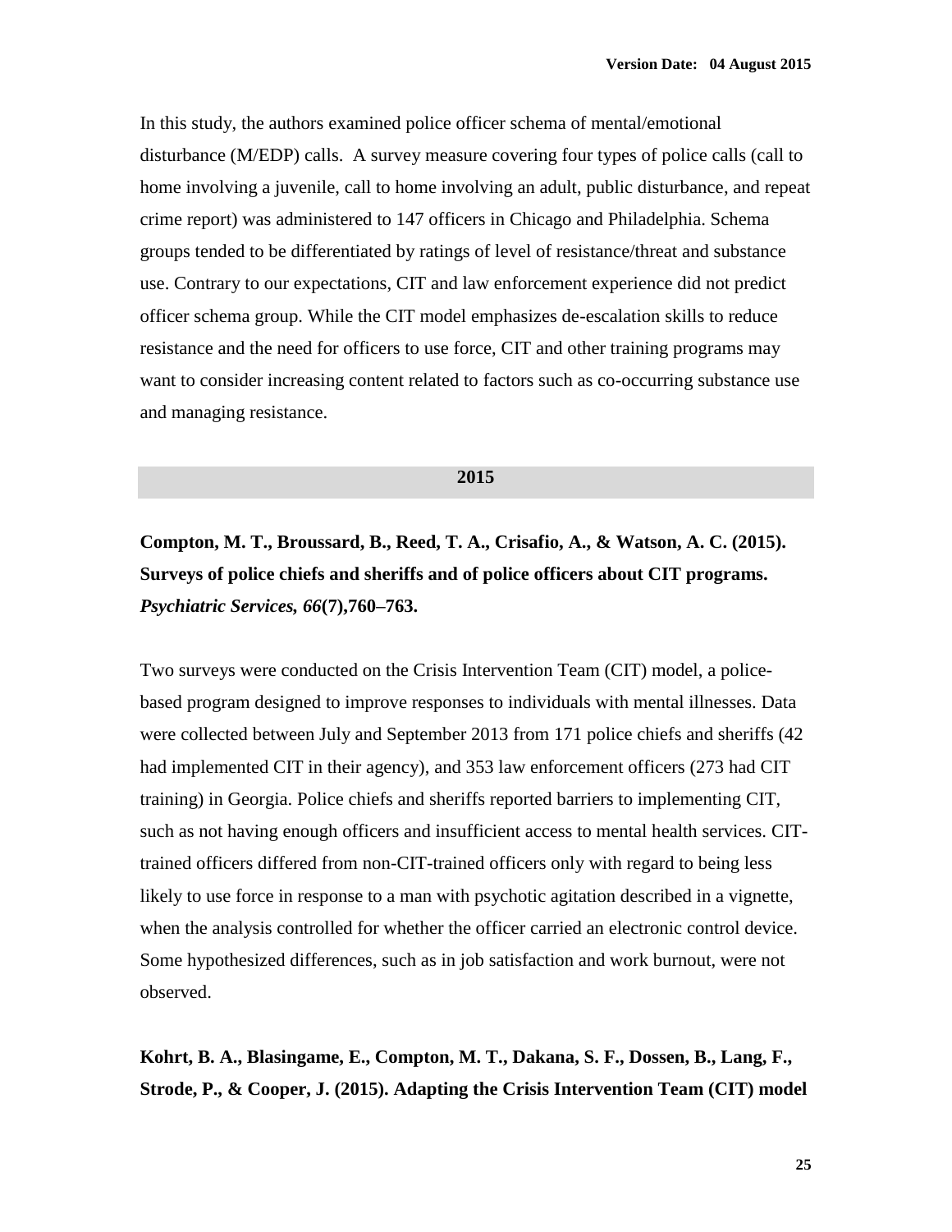In this study, the authors examined police officer schema of mental/emotional disturbance (M/EDP) calls. A survey measure covering four types of police calls (call to home involving a juvenile, call to home involving an adult, public disturbance, and repeat crime report) was administered to 147 officers in Chicago and Philadelphia. Schema groups tended to be differentiated by ratings of level of resistance/threat and substance use. Contrary to our expectations, CIT and law enforcement experience did not predict officer schema group. While the CIT model emphasizes de-escalation skills to reduce resistance and the need for officers to use force, CIT and other training programs may want to consider increasing content related to factors such as co-occurring substance use and managing resistance.

## 2015

**Compton, M. T., Broussard, B., Reed, T. A., Crisafio, A., & Watson, A. C. (2015). Surveys of police chiefs and sheriffs and of police officers about CIT programs. *Psychiatric Services, 66*(7),760–763.**

Two surveys were conducted on the Crisis Intervention Team (CIT) model, a police-based program designed to improve responses to individuals with mental illnesses. Data were collected between July and September 2013 from 171 police chiefs and sheriffs (42 had implemented CIT in their agency), and 353 law enforcement officers (273 had CIT training) in Georgia. Police chiefs and sheriffs reported barriers to implementing CIT, such as not having enough officers and insufficient access to mental health services. CIT-trained officers differed from non-CIT-trained officers only with regard to being less likely to use force in response to a man with psychotic agitation described in a vignette, when the analysis controlled for whether the officer carried an electronic control device. Some hypothesized differences, such as in job satisfaction and work burnout, were not observed.

**Kohrt, B. A., Blasingame, E., Compton, M. T., Dakana, S. F., Dossen, B., Lang, F., Strode, P., & Cooper, J. (2015). Adapting the Crisis Intervention Team (CIT) model**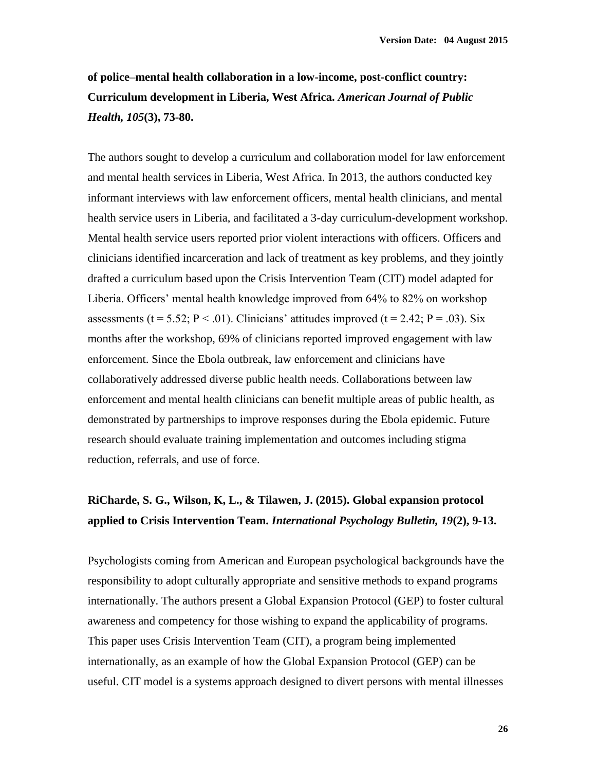**of police–mental health collaboration in a low-income, post-conflict country: Curriculum development in Liberia, West Africa.** ***American Journal of Public Health, 105*****(3), 73-80.**

The authors sought to develop a curriculum and collaboration model for law enforcement and mental health services in Liberia, West Africa. In 2013, the authors conducted key informant interviews with law enforcement officers, mental health clinicians, and mental health service users in Liberia, and facilitated a 3-day curriculum-development workshop. Mental health service users reported prior violent interactions with officers. Officers and clinicians identified incarceration and lack of treatment as key problems, and they jointly drafted a curriculum based upon the Crisis Intervention Team (CIT) model adapted for Liberia. Officers' mental health knowledge improved from 64% to 82% on workshop assessments ($t = 5.52$; $P < .01$). Clinicians' attitudes improved ($t = 2.42$; $P = .03$). Six months after the workshop, 69% of clinicians reported improved engagement with law enforcement. Since the Ebola outbreak, law enforcement and clinicians have collaboratively addressed diverse public health needs. Collaborations between law enforcement and mental health clinicians can benefit multiple areas of public health, as demonstrated by partnerships to improve responses during the Ebola epidemic. Future research should evaluate training implementation and outcomes including stigma reduction, referrals, and use of force.

**RiCharde, S. G., Wilson, K, L., & Tilawen, J. (2015). Global expansion protocol applied to Crisis Intervention Team.** ***International Psychology Bulletin, 19*****(2), 9-13.**

Psychologists coming from American and European psychological backgrounds have the responsibility to adopt culturally appropriate and sensitive methods to expand programs internationally. The authors present a Global Expansion Protocol (GEP) to foster cultural awareness and competency for those wishing to expand the applicability of programs. This paper uses Crisis Intervention Team (CIT), a program being implemented internationally, as an example of how the Global Expansion Protocol (GEP) can be useful. CIT model is a systems approach designed to divert persons with mental illnesses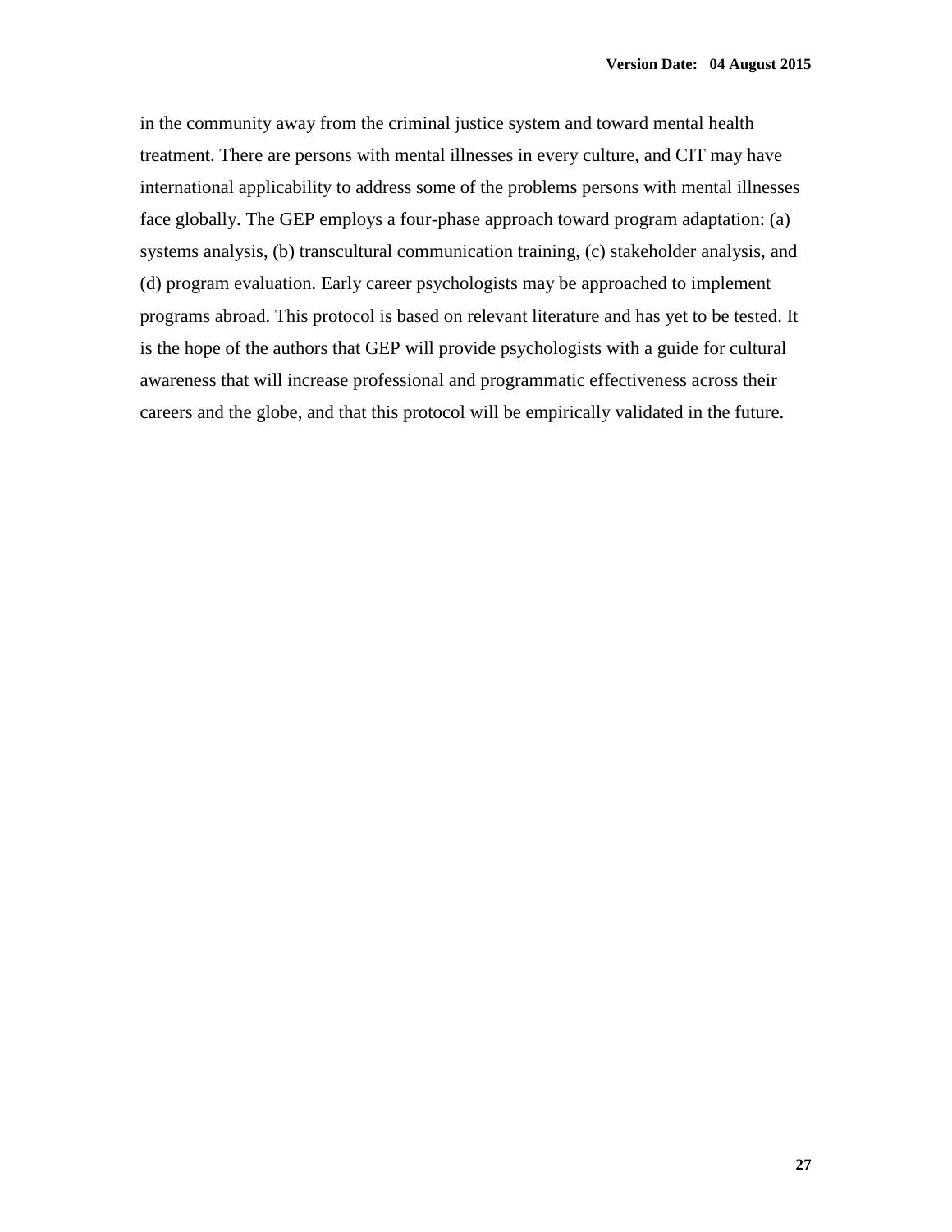in the community away from the criminal justice system and toward mental health treatment. There are persons with mental illnesses in every culture, and CIT may have international applicability to address some of the problems persons with mental illnesses face globally. The GEP employs a four-phase approach toward program adaptation: (a) systems analysis, (b) transcultural communication training, (c) stakeholder analysis, and (d) program evaluation. Early career psychologists may be approached to implement programs abroad. This protocol is based on relevant literature and has yet to be tested. It is the hope of the authors that GEP will provide psychologists with a guide for cultural awareness that will increase professional and programmatic effectiveness across their careers and the globe, and that this protocol will be empirically validated in the future.